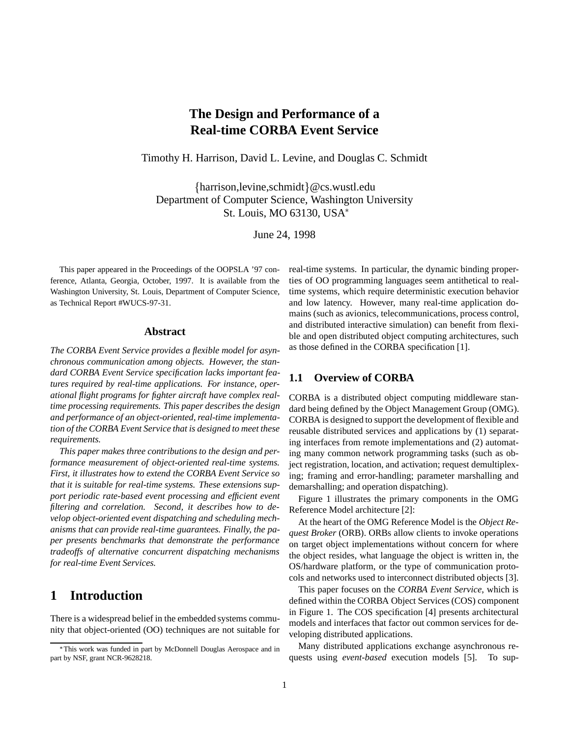# The Design and Performance of a Real-time CORBA Event Service

Timothy H. Harrison, David L. Levine, and Douglas C. Schmidt

{harrison,levine,schmidt}@cs.wustl.edu
Department of Computer Science, Washington University
St. Louis, MO 63130, USA*

June 24, 1998

This paper appeared in the Proceedings of the OOPSLA '97 conference, Atlanta, Georgia, October, 1997. It is available from the Washington University, St. Louis, Department of Computer Science, as Technical Report #WUCS-97-31.

## Abstract

*The CORBA Event Service provides a flexible model for asynchronous communication among objects. However, the standard CORBA Event Service specification lacks important features required by real-time applications. For instance, operational flight programs for fighter aircraft have complex real-time processing requirements. This paper describes the design and performance of an object-oriented, real-time implementation of the CORBA Event Service that is designed to meet these requirements.*

*This paper makes three contributions to the design and performance measurement of object-oriented real-time systems. First, it illustrates how to extend the CORBA Event Service so that it is suitable for real-time systems. These extensions support periodic rate-based event processing and efficient event filtering and correlation. Second, it describes how to develop object-oriented event dispatching and scheduling mechanisms that can provide real-time guarantees. Finally, the paper presents benchmarks that demonstrate the performance tradeoffs of alternative concurrent dispatching mechanisms for real-time Event Services.*

## 1 Introduction

There is a widespread belief in the embedded systems community that object-oriented (OO) techniques are not suitable for real-time systems. In particular, the dynamic binding properties of OO programming languages seem antithetical to real-time systems, which require deterministic execution behavior and low latency. However, many real-time application domains (such as avionics, telecommunications, process control, and distributed interactive simulation) can benefit from flexible and open distributed object computing architectures, such as those defined in the CORBA specification [1].

### 1.1 Overview of CORBA

CORBA is a distributed object computing middleware standard being defined by the Object Management Group (OMG). CORBA is designed to support the development of flexible and reusable distributed services and applications by (1) separating interfaces from remote implementations and (2) automating many common network programming tasks (such as object registration, location, and activation; request demultiplexing; framing and error-handling; parameter marshalling and demarshalling; and operation dispatching).

Figure 1 illustrates the primary components in the OMG Reference Model architecture [2]:

At the heart of the OMG Reference Model is the *Object Request Broker* (ORB). ORBs allow clients to invoke operations on target object implementations without concern for where the object resides, what language the object is written in, the OS/hardware platform, or the type of communication protocols and networks used to interconnect distributed objects [3].

This paper focuses on the *CORBA Event Service*, which is defined within the CORBA Object Services (COS) component in Figure 1. The COS specification [4] presents architectural models and interfaces that factor out common services for developing distributed applications.

Many distributed applications exchange asynchronous requests using *event-based* execution models [5]. To sup-

*This work was funded in part by McDonnell Douglas Aerospace and in part by NSF, grant NCR-9628218.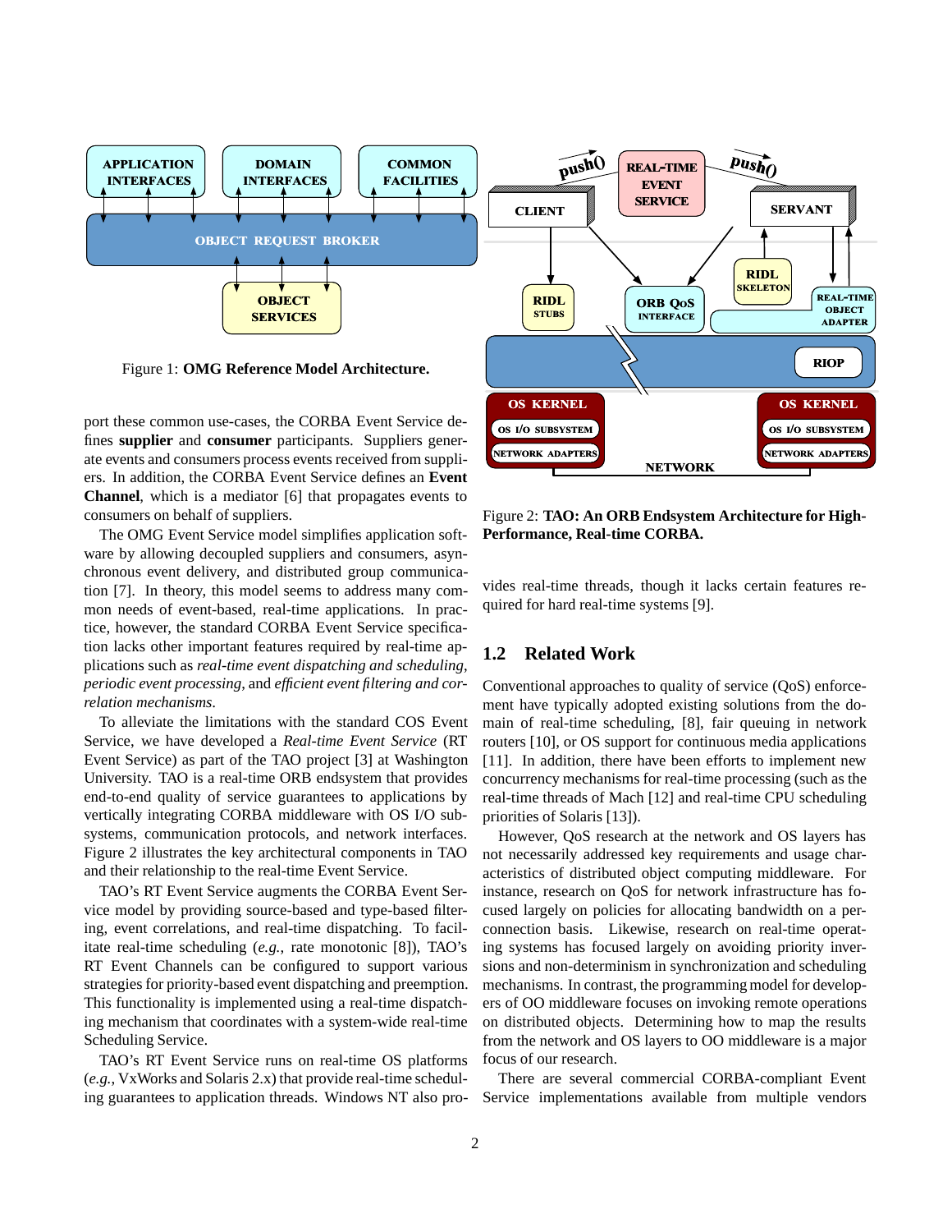Figure 1: **OMG Reference Model Architecture.**

Figure 2: **TAO: An ORB Endsystem Architecture for High-Performance, Real-time CORBA.**

port these common use-cases, the CORBA Event Service defines **supplier** and **consumer** participants. Suppliers generate events and consumers process events received from suppliers. In addition, the CORBA Event Service defines an **Event Channel**, which is a mediator [6] that propagates events to consumers on behalf of suppliers.

The OMG Event Service model simplifies application software by allowing decoupled suppliers and consumers, asynchronous event delivery, and distributed group communication [7]. In theory, this model seems to address many common needs of event-based, real-time applications. In practice, however, the standard CORBA Event Service specification lacks other important features required by real-time applications such as *real-time event dispatching and scheduling*, *periodic event processing*, and *efficient event filtering and correlation mechanisms*.

To alleviate the limitations with the standard COS Event Service, we have developed a *Real-time Event Service* (RT Event Service) as part of the TAO project [3] at Washington University. TAO is a real-time ORB endsystem that provides end-to-end quality of service guarantees to applications by vertically integrating CORBA middleware with OS I/O subsystems, communication protocols, and network interfaces. Figure 2 illustrates the key architectural components in TAO and their relationship to the real-time Event Service.

TAO's RT Event Service augments the CORBA Event Service model by providing source-based and type-based filtering, event correlations, and real-time dispatching. To facilitate real-time scheduling (*e.g.*, rate monotonic [8]), TAO's RT Event Channels can be configured to support various strategies for priority-based event dispatching and preemption. This functionality is implemented using a real-time dispatching mechanism that coordinates with a system-wide real-time Scheduling Service.

TAO's RT Event Service runs on real-time OS platforms (*e.g.*, VxWorks and Solaris 2.x) that provide real-time scheduling guarantees to application threads. Windows NT also provides real-time threads, though it lacks certain features required for hard real-time systems [9].

## 1.2 Related Work

Conventional approaches to quality of service (QoS) enforcement have typically adopted existing solutions from the domain of real-time scheduling, [8], fair queuing in network routers [10], or OS support for continuous media applications [11]. In addition, there have been efforts to implement new concurrency mechanisms for real-time processing (such as the real-time threads of Mach [12] and real-time CPU scheduling priorities of Solaris [13]).

However, QoS research at the network and OS layers has not necessarily addressed key requirements and usage characteristics of distributed object computing middleware. For instance, research on QoS for network infrastructure has focused largely on policies for allocating bandwidth on a per-connection basis. Likewise, research on real-time operating systems has focused largely on avoiding priority inversions and non-determinism in synchronization and scheduling mechanisms. In contrast, the programming model for developers of OO middleware focuses on invoking remote operations on distributed objects. Determining how to map the results from the network and OS layers to OO middleware is a major focus of our research.

There are several commercial CORBA-compliant Event Service implementations available from multiple vendors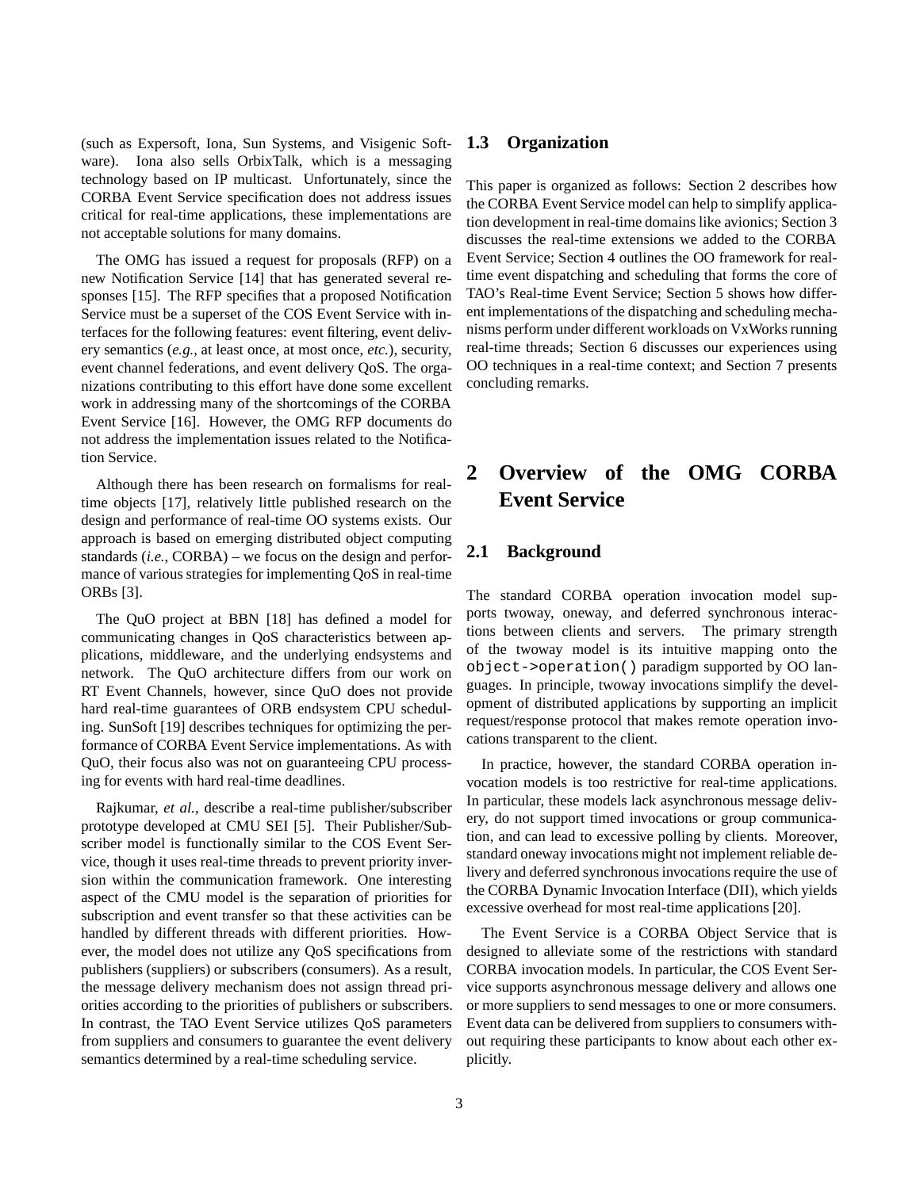(such as Expersoft, Iona, Sun Systems, and Visigenic Software). Iona also sells OrbixTalk, which is a messaging technology based on IP multicast. Unfortunately, since the CORBA Event Service specification does not address issues critical for real-time applications, these implementations are not acceptable solutions for many domains.

The OMG has issued a request for proposals (RFP) on a new Notification Service [14] that has generated several responses [15]. The RFP specifies that a proposed Notification Service must be a superset of the COS Event Service with interfaces for the following features: event filtering, event delivery semantics (*e.g.*, at least once, at most once, *etc.*), security, event channel federations, and event delivery QoS. The organizations contributing to this effort have done some excellent work in addressing many of the shortcomings of the CORBA Event Service [16]. However, the OMG RFP documents do not address the implementation issues related to the Notification Service.

Although there has been research on formalisms for real-time objects [17], relatively little published research on the design and performance of real-time OO systems exists. Our approach is based on emerging distributed object computing standards (*i.e.*, CORBA) – we focus on the design and performance of various strategies for implementing QoS in real-time ORBs [3].

The QuO project at BBN [18] has defined a model for communicating changes in QoS characteristics between applications, middleware, and the underlying endsystems and network. The QuO architecture differs from our work on RT Event Channels, however, since QuO does not provide hard real-time guarantees of ORB endsystem CPU scheduling. SunSoft [19] describes techniques for optimizing the performance of CORBA Event Service implementations. As with QuO, their focus also was not on guaranteeing CPU processing for events with hard real-time deadlines.

Rajkumar, *et al.*, describe a real-time publisher/subscriber prototype developed at CMU SEI [5]. Their Publisher/Subscriber model is functionally similar to the COS Event Service, though it uses real-time threads to prevent priority inversion within the communication framework. One interesting aspect of the CMU model is the separation of priorities for subscription and event transfer so that these activities can be handled by different threads with different priorities. However, the model does not utilize any QoS specifications from publishers (suppliers) or subscribers (consumers). As a result, the message delivery mechanism does not assign thread priorities according to the priorities of publishers or subscribers. In contrast, the TAO Event Service utilizes QoS parameters from suppliers and consumers to guarantee the event delivery semantics determined by a real-time scheduling service.

### 1.3 Organization

This paper is organized as follows: Section 2 describes how the CORBA Event Service model can help to simplify application development in real-time domains like avionics; Section 3 discusses the real-time extensions we added to the CORBA Event Service; Section 4 outlines the OO framework for real-time event dispatching and scheduling that forms the core of TAO's Real-time Event Service; Section 5 shows how different implementations of the dispatching and scheduling mechanisms perform under different workloads on VxWorks running real-time threads; Section 6 discusses our experiences using OO techniques in a real-time context; and Section 7 presents concluding remarks.

## 2 Overview of the OMG CORBA Event Service

### 2.1 Background

The standard CORBA operation invocation model supports twoway, oneway, and deferred synchronous interactions between clients and servers. The primary strength of the twoway model is its intuitive mapping onto the `object->operation()` paradigm supported by OO languages. In principle, twoway invocations simplify the development of distributed applications by supporting an implicit request/response protocol that makes remote operation invocations transparent to the client.

In practice, however, the standard CORBA operation invocation models is too restrictive for real-time applications. In particular, these models lack asynchronous message delivery, do not support timed invocations or group communication, and can lead to excessive polling by clients. Moreover, standard oneway invocations might not implement reliable delivery and deferred synchronous invocations require the use of the CORBA Dynamic Invocation Interface (DII), which yields excessive overhead for most real-time applications [20].

The Event Service is a CORBA Object Service that is designed to alleviate some of the restrictions with standard CORBA invocation models. In particular, the COS Event Service supports asynchronous message delivery and allows one or more suppliers to send messages to one or more consumers. Event data can be delivered from suppliers to consumers without requiring these participants to know about each other explicitly.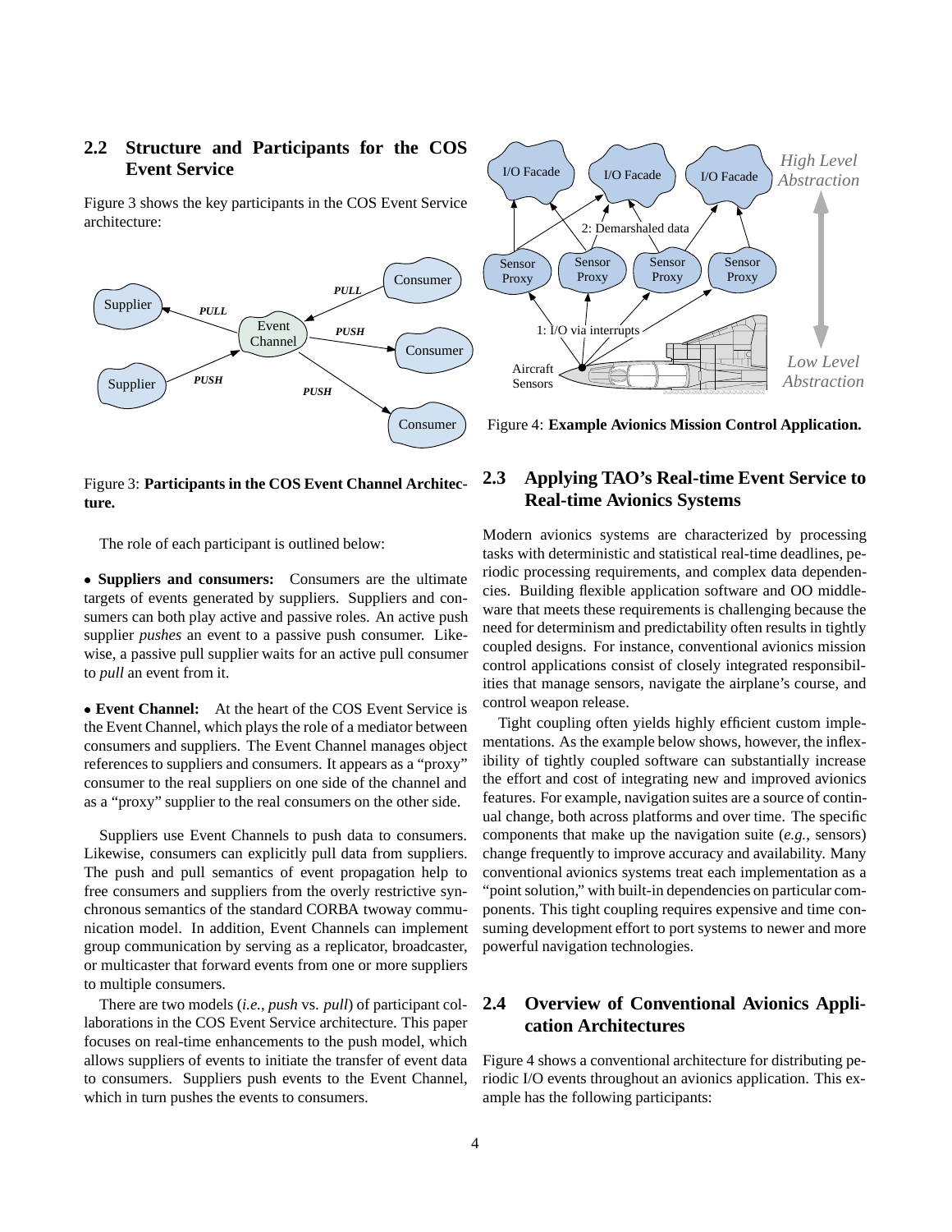## 2.2 Structure and Participants for the COS Event Service

Figure 3 shows the key participants in the COS Event Service architecture:

Supplier
Supplier
PULL
PUSH
Event Channel
PULL
PUSH
PUSH
Consumer
Consumer
Consumer

Figure 3: **Participants in the COS Event Channel Architecture.**

The role of each participant is outlined below:

• **Suppliers and consumers:** Consumers are the ultimate targets of events generated by suppliers. Suppliers and consumers can both play active and passive roles. An active push supplier *pushes* an event to a passive push consumer. Likewise, a passive pull supplier waits for an active pull consumer to *pull* an event from it.

• **Event Channel:** At the heart of the COS Event Service is the Event Channel, which plays the role of a mediator between consumers and suppliers. The Event Channel manages object references to suppliers and consumers. It appears as a "proxy" consumer to the real suppliers on one side of the channel and as a "proxy" supplier to the real consumers on the other side.

Suppliers use Event Channels to push data to consumers. Likewise, consumers can explicitly pull data from suppliers. The push and pull semantics of event propagation help to free consumers and suppliers from the overly restrictive synchronous semantics of the standard CORBA twoway communication model. In addition, Event Channels can implement group communication by serving as a replicator, broadcaster, or multicaster that forward events from one or more suppliers to multiple consumers.

There are two models (*i.e.*, *push* vs. *pull*) of participant collaborations in the COS Event Service architecture. This paper focuses on real-time enhancements to the push model, which allows suppliers of events to initiate the transfer of event data to consumers. Suppliers push events to the Event Channel, which in turn pushes the events to consumers.

I/O Facade
I/O Facade
I/O Facade
High Level Abstraction
2: Demarshaled data
Sensor Proxy
Sensor Proxy
Sensor Proxy
Sensor Proxy
1: I/O via interrupts
Aircraft Sensors
Low Level Abstraction

Figure 4: **Example Avionics Mission Control Application.**

## 2.3 Applying TAO's Real-time Event Service to Real-time Avionics Systems

Modern avionics systems are characterized by processing tasks with deterministic and statistical real-time deadlines, periodic processing requirements, and complex data dependencies. Building flexible application software and OO middleware that meets these requirements is challenging because the need for determinism and predictability often results in tightly coupled designs. For instance, conventional avionics mission control applications consist of closely integrated responsibilities that manage sensors, navigate the airplane's course, and control weapon release.

Tight coupling often yields highly efficient custom implementations. As the example below shows, however, the inflexibility of tightly coupled software can substantially increase the effort and cost of integrating new and improved avionics features. For example, navigation suites are a source of continual change, both across platforms and over time. The specific components that make up the navigation suite (*e.g.*, sensors) change frequently to improve accuracy and availability. Many conventional avionics systems treat each implementation as a "point solution," with built-in dependencies on particular components. This tight coupling requires expensive and time consuming development effort to port systems to newer and more powerful navigation technologies.

## 2.4 Overview of Conventional Avionics Application Architectures

Figure 4 shows a conventional architecture for distributing periodic I/O events throughout an avionics application. This example has the following participants: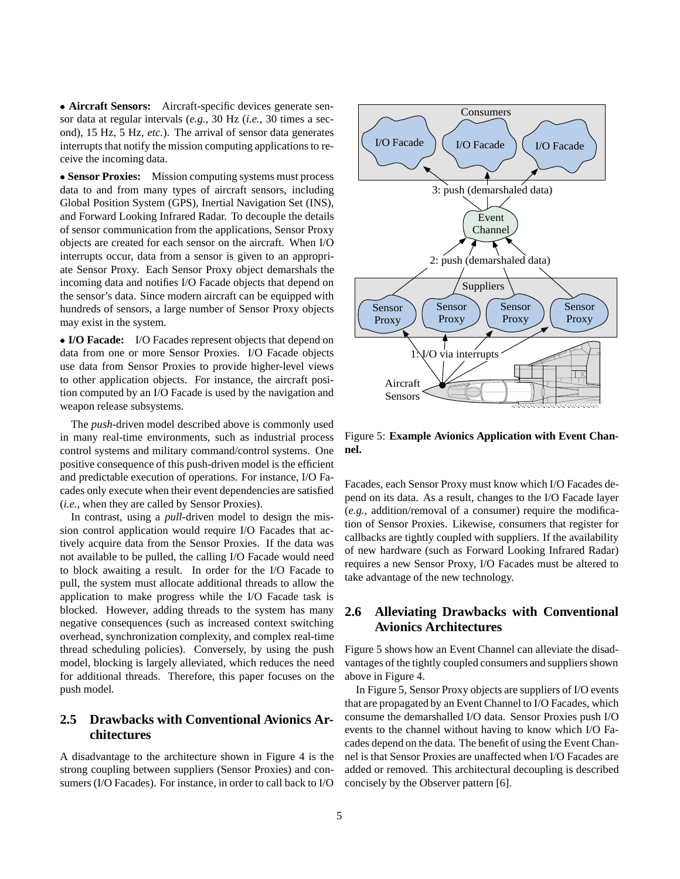• **Aircraft Sensors:** Aircraft-specific devices generate sensor data at regular intervals (*e.g.*, 30 Hz (*i.e.*, 30 times a second), 15 Hz, 5 Hz, *etc.*). The arrival of sensor data generates interrupts that notify the mission computing applications to receive the incoming data.

• **Sensor Proxies:** Mission computing systems must process data to and from many types of aircraft sensors, including Global Position System (GPS), Inertial Navigation Set (INS), and Forward Looking Infrared Radar. To decouple the details of sensor communication from the applications, Sensor Proxy objects are created for each sensor on the aircraft. When I/O interrupts occur, data from a sensor is given to an appropriate Sensor Proxy. Each Sensor Proxy object demarshals the incoming data and notifies I/O Facade objects that depend on the sensor's data. Since modern aircraft can be equipped with hundreds of sensors, a large number of Sensor Proxy objects may exist in the system.

• **I/O Facade:** I/O Facades represent objects that depend on data from one or more Sensor Proxies. I/O Facade objects use data from Sensor Proxies to provide higher-level views to other application objects. For instance, the aircraft position computed by an I/O Facade is used by the navigation and weapon release subsystems.

The *push*-driven model described above is commonly used in many real-time environments, such as industrial process control systems and military command/control systems. One positive consequence of this push-driven model is the efficient and predictable execution of operations. For instance, I/O Facades only execute when their event dependencies are satisfied (*i.e.*, when they are called by Sensor Proxies).

In contrast, using a *pull*-driven model to design the mission control application would require I/O Facades that actively acquire data from the Sensor Proxies. If the data was not available to be pulled, the calling I/O Facade would need to block awaiting a result. In order for the I/O Facade to pull, the system must allocate additional threads to allow the application to make progress while the I/O Facade task is blocked. However, adding threads to the system has many negative consequences (such as increased context switching overhead, synchronization complexity, and complex real-time thread scheduling policies). Conversely, by using the push model, blocking is largely alleviated, which reduces the need for additional threads. Therefore, this paper focuses on the push model.

## 2.5 Drawbacks with Conventional Avionics Architectures

A disadvantage to the architecture shown in Figure 4 is the strong coupling between suppliers (Sensor Proxies) and consumers (I/O Facades). For instance, in order to call back to I/O Facades, each Sensor Proxy must know which I/O Facades depend on its data. As a result, changes to the I/O Facade layer (*e.g.*, addition/removal of a consumer) require the modification of Sensor Proxies. Likewise, consumers that register for callbacks are tightly coupled with suppliers. If the availability of new hardware (such as Forward Looking Infrared Radar) requires a new Sensor Proxy, I/O Facades must be altered to take advantage of the new technology.

Consumers
I/O Facade
I/O Facade
I/O Facade
3: push (demarshaled data)
Event Channel
2: push (demarshaled data)
Suppliers
Sensor Proxy
Sensor Proxy
Sensor Proxy
Sensor Proxy
1: I/O via interrupts
Aircraft Sensors

Figure 5: **Example Avionics Application with Event Channel.**

## 2.6 Alleviating Drawbacks with Conventional Avionics Architectures

Figure 5 shows how an Event Channel can alleviate the disadvantages of the tightly coupled consumers and suppliers shown above in Figure 4.

In Figure 5, Sensor Proxy objects are suppliers of I/O events that are propagated by an Event Channel to I/O Facades, which consume the demarshalled I/O data. Sensor Proxies push I/O events to the channel without having to know which I/O Facades depend on the data. The benefit of using the Event Channel is that Sensor Proxies are unaffected when I/O Facades are added or removed. This architectural decoupling is described concisely by the Observer pattern [6].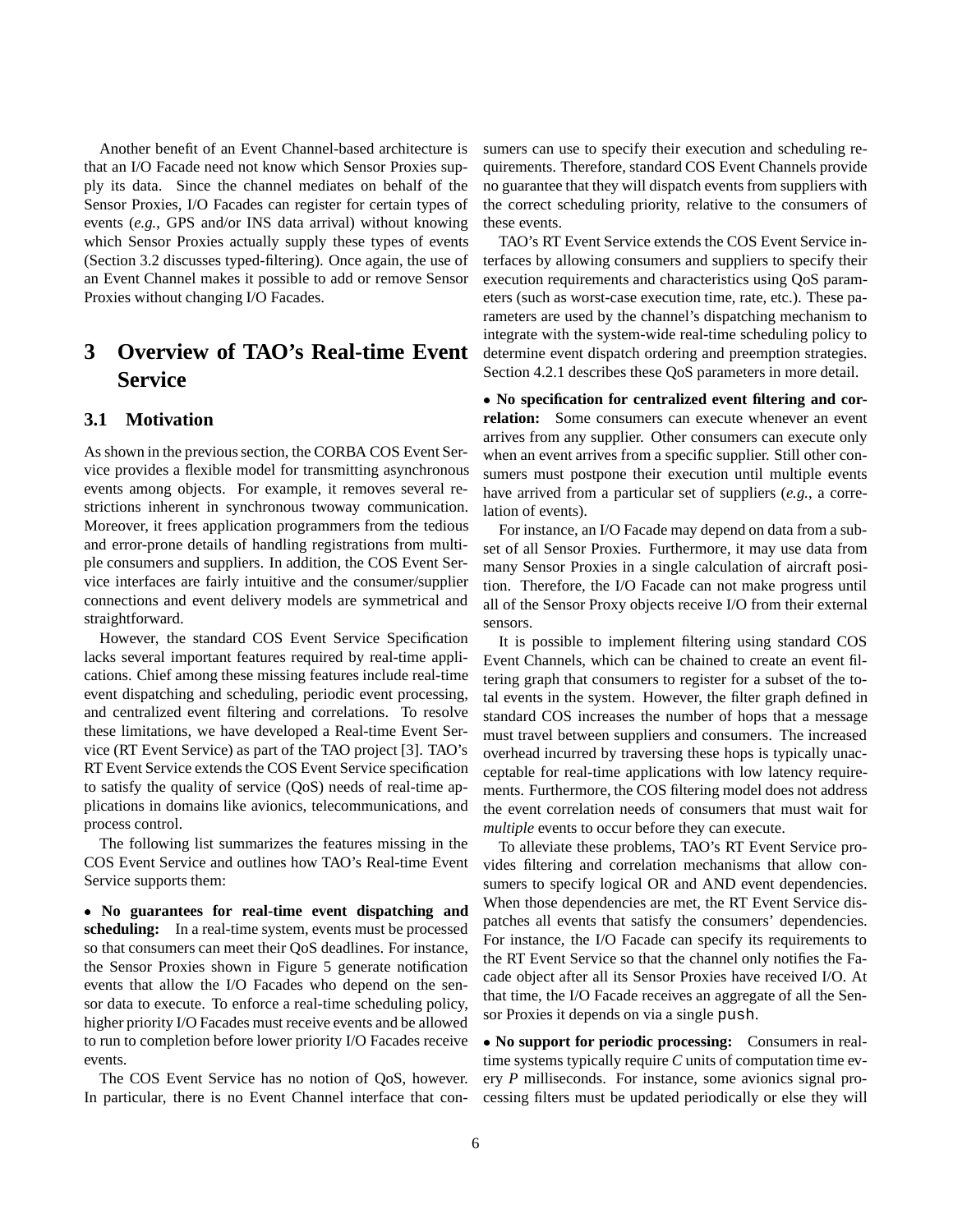Another benefit of an Event Channel-based architecture is that an I/O Facade need not know which Sensor Proxies supply its data. Since the channel mediates on behalf of the Sensor Proxies, I/O Facades can register for certain types of events (*e.g.*, GPS and/or INS data arrival) without knowing which Sensor Proxies actually supply these types of events (Section 3.2 discusses typed-filtering). Once again, the use of an Event Channel makes it possible to add or remove Sensor Proxies without changing I/O Facades.

# 3 Overview of TAO's Real-time Event Service

## 3.1 Motivation

As shown in the previous section, the CORBA COS Event Service provides a flexible model for transmitting asynchronous events among objects. For example, it removes several restrictions inherent in synchronous twoway communication. Moreover, it frees application programmers from the tedious and error-prone details of handling registrations from multiple consumers and suppliers. In addition, the COS Event Service interfaces are fairly intuitive and the consumer/supplier connections and event delivery models are symmetrical and straightforward.

However, the standard COS Event Service Specification lacks several important features required by real-time applications. Chief among these missing features include real-time event dispatching and scheduling, periodic event processing, and centralized event filtering and correlations. To resolve these limitations, we have developed a Real-time Event Service (RT Event Service) as part of the TAO project [3]. TAO's RT Event Service extends the COS Event Service specification to satisfy the quality of service (QoS) needs of real-time applications in domains like avionics, telecommunications, and process control.

The following list summarizes the features missing in the COS Event Service and outlines how TAO's Real-time Event Service supports them:

- **No guarantees for real-time event dispatching and scheduling:** In a real-time system, events must be processed so that consumers can meet their QoS deadlines. For instance, the Sensor Proxies shown in Figure 5 generate notification events that allow the I/O Facades who depend on the sensor data to execute. To enforce a real-time scheduling policy, higher priority I/O Facades must receive events and be allowed to run to completion before lower priority I/O Facades receive events.

The COS Event Service has no notion of QoS, however. In particular, there is no Event Channel interface that consumers can use to specify their execution and scheduling requirements. Therefore, standard COS Event Channels provide no guarantee that they will dispatch events from suppliers with the correct scheduling priority, relative to the consumers of these events.

TAO's RT Event Service extends the COS Event Service interfaces by allowing consumers and suppliers to specify their execution requirements and characteristics using QoS parameters (such as worst-case execution time, rate, etc.). These parameters are used by the channel's dispatching mechanism to integrate with the system-wide real-time scheduling policy to determine event dispatch ordering and preemption strategies. Section 4.2.1 describes these QoS parameters in more detail.

- **No specification for centralized event filtering and correlation:** Some consumers can execute whenever an event arrives from any supplier. Other consumers can execute only when an event arrives from a specific supplier. Still other consumers must postpone their execution until multiple events have arrived from a particular set of suppliers (*e.g.*, a correlation of events).

For instance, an I/O Facade may depend on data from a subset of all Sensor Proxies. Furthermore, it may use data from many Sensor Proxies in a single calculation of aircraft position. Therefore, the I/O Facade can not make progress until all of the Sensor Proxy objects receive I/O from their external sensors.

It is possible to implement filtering using standard COS Event Channels, which can be chained to create an event filtering graph that consumers to register for a subset of the total events in the system. However, the filter graph defined in standard COS increases the number of hops that a message must travel between suppliers and consumers. The increased overhead incurred by traversing these hops is typically unacceptable for real-time applications with low latency requirements. Furthermore, the COS filtering model does not address the event correlation needs of consumers that must wait for *multiple* events to occur before they can execute.

To alleviate these problems, TAO's RT Event Service provides filtering and correlation mechanisms that allow consumers to specify logical OR and AND event dependencies. When those dependencies are met, the RT Event Service dispatches all events that satisfy the consumers' dependencies. For instance, the I/O Facade can specify its requirements to the RT Event Service so that the channel only notifies the Facade object after all its Sensor Proxies have received I/O. At that time, the I/O Facade receives an aggregate of all the Sensor Proxies it depends on via a single `push`.

- **No support for periodic processing:** Consumers in real-time systems typically require *C* units of computation time every *P* milliseconds. For instance, some avionics signal processing filters must be updated periodically or else they will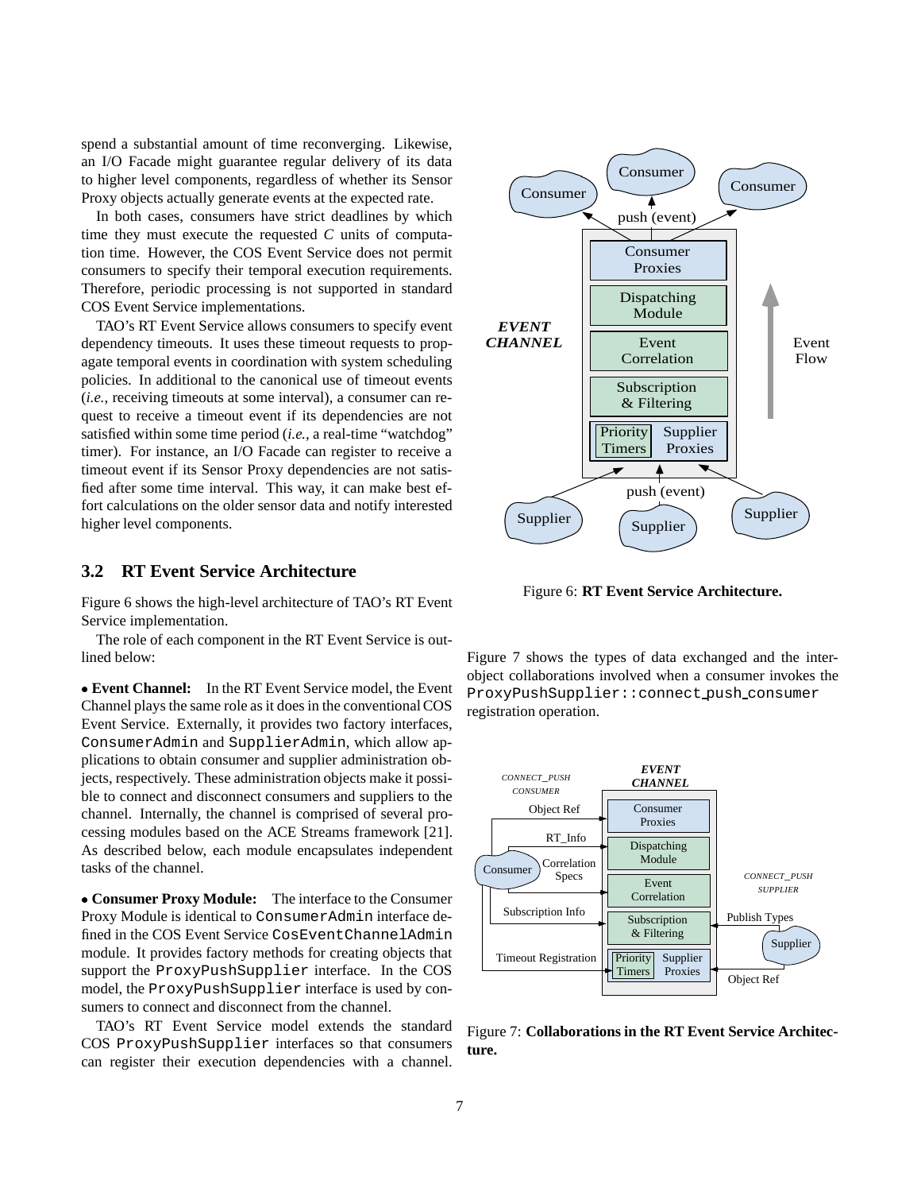spend a substantial amount of time reconverging. Likewise, an I/O Facade might guarantee regular delivery of its data to higher level components, regardless of whether its Sensor Proxy objects actually generate events at the expected rate.

In both cases, consumers have strict deadlines by which time they must execute the requested *C* units of computation time. However, the COS Event Service does not permit consumers to specify their temporal execution requirements. Therefore, periodic processing is not supported in standard COS Event Service implementations.

TAO's RT Event Service allows consumers to specify event dependency timeouts. It uses these timeout requests to propagate temporal events in coordination with system scheduling policies. In additional to the canonical use of timeout events (*i.e.*, receiving timeouts at some interval), a consumer can request to receive a timeout event if its dependencies are not satisfied within some time period (*i.e.*, a real-time "watchdog" timer). For instance, an I/O Facade can register to receive a timeout event if its Sensor Proxy dependencies are not satisfied after some time interval. This way, it can make best effort calculations on the older sensor data and notify interested higher level components.

## 3.2 RT Event Service Architecture

Figure 6 shows the high-level architecture of TAO's RT Event Service implementation.

The role of each component in the RT Event Service is outlined below:

• **Event Channel:** In the RT Event Service model, the Event Channel plays the same role as it does in the conventional COS Event Service. Externally, it provides two factory interfaces, `ConsumerAdmin` and `SupplierAdmin`, which allow applications to obtain consumer and supplier administration objects, respectively. These administration objects make it possible to connect and disconnect consumers and suppliers to the channel. Internally, the channel is comprised of several processing modules based on the ACE Streams framework [21]. As described below, each module encapsulates independent tasks of the channel.

• **Consumer Proxy Module:** The interface to the Consumer Proxy Module is identical to `ConsumerAdmin` interface defined in the COS Event Service `CosEventChannelAdmin` module. It provides factory methods for creating objects that support the `ProxyPushSupplier` interface. In the COS model, the `ProxyPushSupplier` interface is used by consumers to connect and disconnect from the channel.

TAO's RT Event Service model extends the standard COS `ProxyPushSupplier` interfaces so that consumers can register their execution dependencies with a channel.

Figure 6: **RT Event Service Architecture.**

Figure 7 shows the types of data exchanged and the inter-object collaborations involved when a consumer invokes the `ProxyPushSupplier::connect_push_consumer` registration operation.

Figure 7: **Collaborations in the RT Event Service Architecture.**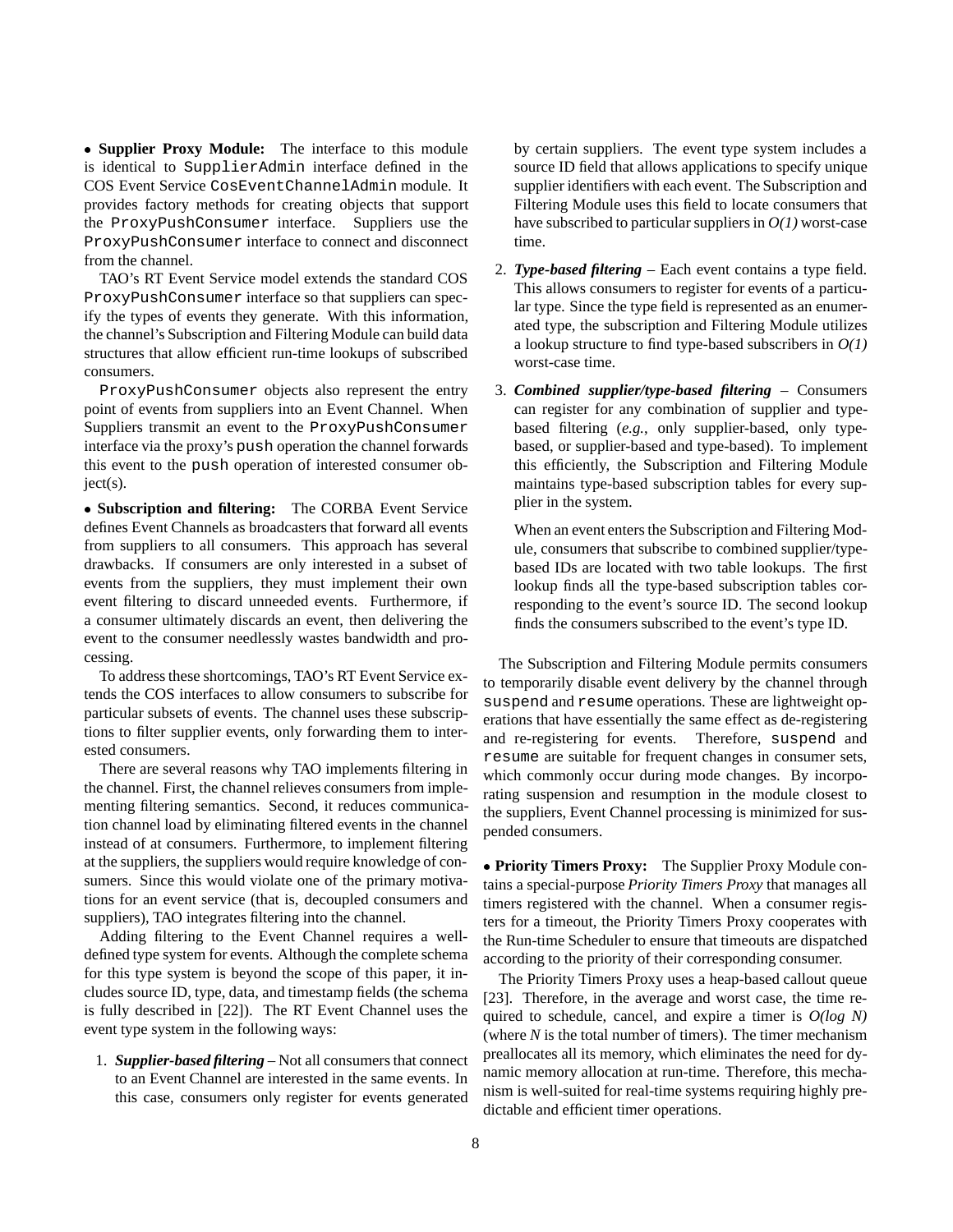- **Supplier Proxy Module:** The interface to this module is identical to `SupplierAdmin` interface defined in the COS Event Service `CosEventChannelAdmin` module. It provides factory methods for creating objects that support the `ProxyPushConsumer` interface. Suppliers use the `ProxyPushConsumer` interface to connect and disconnect from the channel.

TAO's RT Event Service model extends the standard COS `ProxyPushConsumer` interface so that suppliers can specify the types of events they generate. With this information, the channel's Subscription and Filtering Module can build data structures that allow efficient run-time lookups of subscribed consumers.

`ProxyPushConsumer` objects also represent the entry point of events from suppliers into an Event Channel. When Suppliers transmit an event to the `ProxyPushConsumer` interface via the proxy's `push` operation the channel forwards this event to the `push` operation of interested consumer object(s).

- **Subscription and filtering:** The CORBA Event Service defines Event Channels as broadcasters that forward all events from suppliers to all consumers. This approach has several drawbacks. If consumers are only interested in a subset of events from the suppliers, they must implement their own event filtering to discard unneeded events. Furthermore, if a consumer ultimately discards an event, then delivering the event to the consumer needlessly wastes bandwidth and processing.

To address these shortcomings, TAO's RT Event Service extends the COS interfaces to allow consumers to subscribe for particular subsets of events. The channel uses these subscriptions to filter supplier events, only forwarding them to interested consumers.

There are several reasons why TAO implements filtering in the channel. First, the channel relieves consumers from implementing filtering semantics. Second, it reduces communication channel load by eliminating filtered events in the channel instead of at consumers. Furthermore, to implement filtering at the suppliers, the suppliers would require knowledge of consumers. Since this would violate one of the primary motivations for an event service (that is, decoupled consumers and suppliers), TAO integrates filtering into the channel.

Adding filtering to the Event Channel requires a well-defined type system for events. Although the complete schema for this type system is beyond the scope of this paper, it includes source ID, type, data, and timestamp fields (the schema is fully described in [22]). The RT Event Channel uses the event type system in the following ways:

1. ***Supplier-based filtering*** – Not all consumers that connect to an Event Channel are interested in the same events. In this case, consumers only register for events generated by certain suppliers. The event type system includes a source ID field that allows applications to specify unique supplier identifiers with each event. The Subscription and Filtering Module uses this field to locate consumers that have subscribed to particular suppliers in *O(1)* worst-case time.

2. ***Type-based filtering*** – Each event contains a type field. This allows consumers to register for events of a particular type. Since the type field is represented as an enumerated type, the subscription and Filtering Module utilizes a lookup structure to find type-based subscribers in *O(1)* worst-case time.

3. ***Combined supplier/type-based filtering*** – Consumers can register for any combination of supplier and type-based filtering (*e.g.*, only supplier-based, only type-based, or supplier-based and type-based). To implement this efficiently, the Subscription and Filtering Module maintains type-based subscription tables for every supplier in the system.

   When an event enters the Subscription and Filtering Module, consumers that subscribe to combined supplier/type-based IDs are located with two table lookups. The first lookup finds all the type-based subscription tables corresponding to the event's source ID. The second lookup finds the consumers subscribed to the event's type ID.

The Subscription and Filtering Module permits consumers to temporarily disable event delivery by the channel through `suspend` and `resume` operations. These are lightweight operations that have essentially the same effect as de-registering and re-registering for events. Therefore, `suspend` and `resume` are suitable for frequent changes in consumer sets, which commonly occur during mode changes. By incorporating suspension and resumption in the module closest to the suppliers, Event Channel processing is minimized for suspended consumers.

- **Priority Timers Proxy:** The Supplier Proxy Module contains a special-purpose *Priority Timers Proxy* that manages all timers registered with the channel. When a consumer registers for a timeout, the Priority Timers Proxy cooperates with the Run-time Scheduler to ensure that timeouts are dispatched according to the priority of their corresponding consumer.

The Priority Timers Proxy uses a heap-based callout queue [23]. Therefore, in the average and worst case, the time required to schedule, cancel, and expire a timer is *O(log N)* (where *N* is the total number of timers). The timer mechanism preallocates all its memory, which eliminates the need for dynamic memory allocation at run-time. Therefore, this mechanism is well-suited for real-time systems requiring highly predictable and efficient timer operations.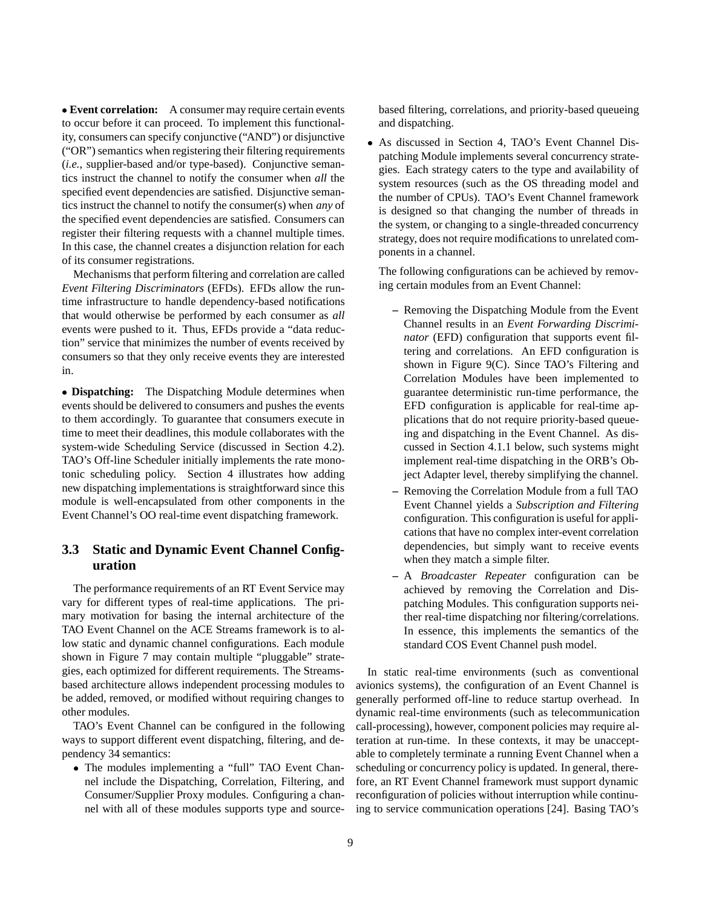• **Event correlation:** A consumer may require certain events to occur before it can proceed. To implement this functionality, consumers can specify conjunctive ("AND") or disjunctive ("OR") semantics when registering their filtering requirements (*i.e.*, supplier-based and/or type-based). Conjunctive semantics instruct the channel to notify the consumer when *all* the specified event dependencies are satisfied. Disjunctive semantics instruct the channel to notify the consumer(s) when *any* of the specified event dependencies are satisfied. Consumers can register their filtering requests with a channel multiple times. In this case, the channel creates a disjunction relation for each of its consumer registrations.

Mechanisms that perform filtering and correlation are called *Event Filtering Discriminators* (EFDs). EFDs allow the run-time infrastructure to handle dependency-based notifications that would otherwise be performed by each consumer as *all* events were pushed to it. Thus, EFDs provide a "data reduction" service that minimizes the number of events received by consumers so that they only receive events they are interested in.

• **Dispatching:** The Dispatching Module determines when events should be delivered to consumers and pushes the events to them accordingly. To guarantee that consumers execute in time to meet their deadlines, this module collaborates with the system-wide Scheduling Service (discussed in Section 4.2). TAO's Off-line Scheduler initially implements the rate monotonic scheduling policy. Section 4 illustrates how adding new dispatching implementations is straightforward since this module is well-encapsulated from other components in the Event Channel's OO real-time event dispatching framework.

### 3.3 Static and Dynamic Event Channel Configuration

The performance requirements of an RT Event Service may vary for different types of real-time applications. The primary motivation for basing the internal architecture of the TAO Event Channel on the ACE Streams framework is to allow static and dynamic channel configurations. Each module shown in Figure 7 may contain multiple "pluggable" strategies, each optimized for different requirements. The Streams-based architecture allows independent processing modules to be added, removed, or modified without requiring changes to other modules.

TAO's Event Channel can be configured in the following ways to support different event dispatching, filtering, and dependency 34 semantics:

- The modules implementing a "full" TAO Event Channel include the Dispatching, Correlation, Filtering, and Consumer/Supplier Proxy modules. Configuring a channel with all of these modules supports type and source-based filtering, correlations, and priority-based queueing and dispatching.
- As discussed in Section 4, TAO's Event Channel Dispatching Module implements several concurrency strategies. Each strategy caters to the type and availability of system resources (such as the OS threading model and the number of CPUs). TAO's Event Channel framework is designed so that changing the number of threads in the system, or changing to a single-threaded concurrency strategy, does not require modifications to unrelated components in a channel.

  The following configurations can be achieved by removing certain modules from an Event Channel:

  – Removing the Dispatching Module from the Event Channel results in an *Event Forwarding Discriminator* (EFD) configuration that supports event filtering and correlations. An EFD configuration is shown in Figure 9(C). Since TAO's Filtering and Correlation Modules have been implemented to guarantee deterministic run-time performance, the EFD configuration is applicable for real-time applications that do not require priority-based queueing and dispatching in the Event Channel. As discussed in Section 4.1.1 below, such systems might implement real-time dispatching in the ORB's Object Adapter level, thereby simplifying the channel.

  – Removing the Correlation Module from a full TAO Event Channel yields a *Subscription and Filtering* configuration. This configuration is useful for applications that have no complex inter-event correlation dependencies, but simply want to receive events when they match a simple filter.

  – A *Broadcaster Repeater* configuration can be achieved by removing the Correlation and Dispatching Modules. This configuration supports neither real-time dispatching nor filtering/correlations. In essence, this implements the semantics of the standard COS Event Channel push model.

In static real-time environments (such as conventional avionics systems), the configuration of an Event Channel is generally performed off-line to reduce startup overhead. In dynamic real-time environments (such as telecommunication call-processing), however, component policies may require alteration at run-time. In these contexts, it may be unacceptable to completely terminate a running Event Channel when a scheduling or concurrency policy is updated. In general, therefore, an RT Event Channel framework must support dynamic reconfiguration of policies without interruption while continuing to service communication operations [24]. Basing TAO's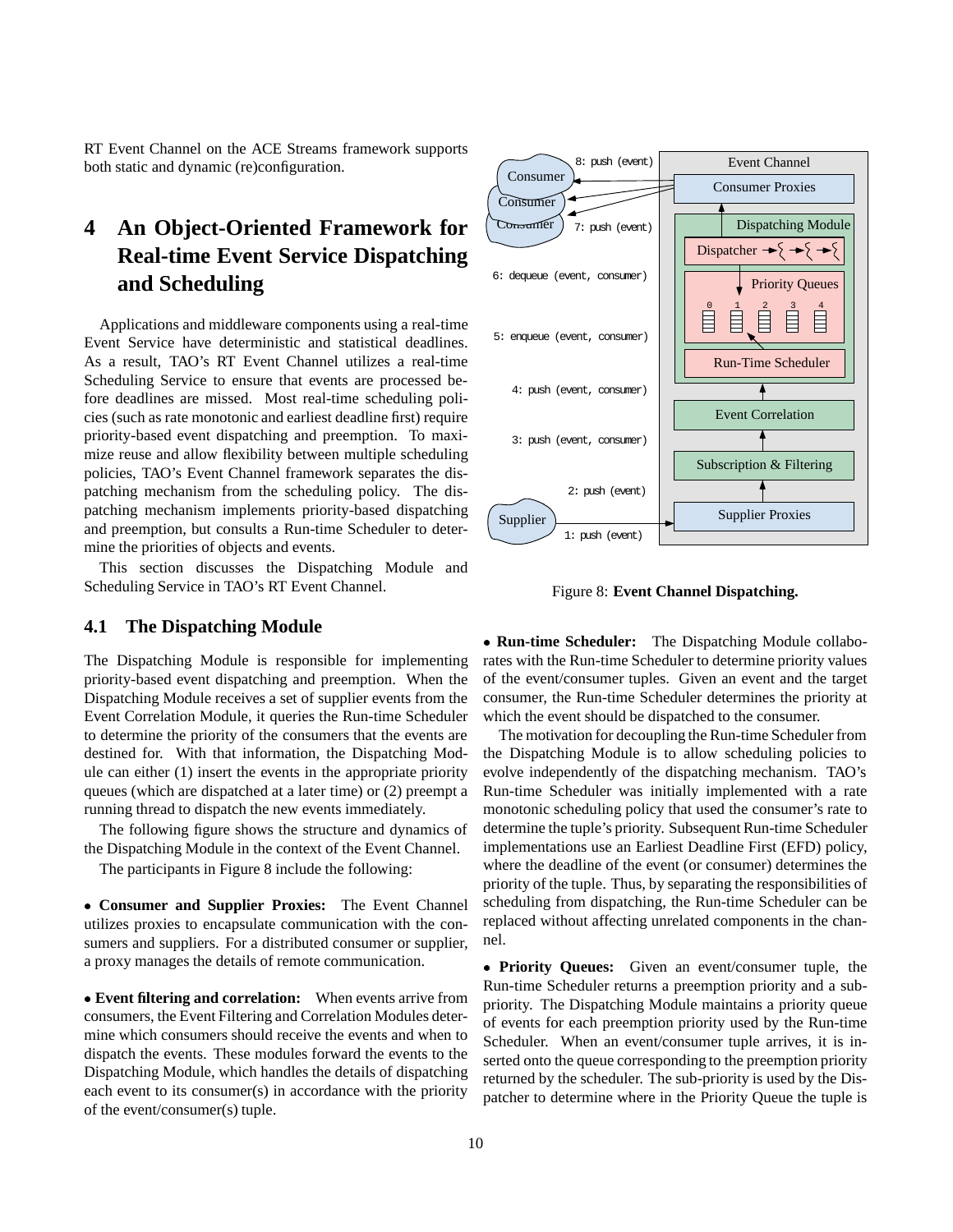RT Event Channel on the ACE Streams framework supports both static and dynamic (re)configuration.

# 4 An Object-Oriented Framework for Real-time Event Service Dispatching and Scheduling

Applications and middleware components using a real-time Event Service have deterministic and statistical deadlines. As a result, TAO's RT Event Channel utilizes a real-time Scheduling Service to ensure that events are processed before deadlines are missed. Most real-time scheduling policies (such as rate monotonic and earliest deadline first) require priority-based event dispatching and preemption. To maximize reuse and allow flexibility between multiple scheduling policies, TAO's Event Channel framework separates the dispatching mechanism from the scheduling policy. The dispatching mechanism implements priority-based dispatching and preemption, but consults a Run-time Scheduler to determine the priorities of objects and events.

This section discusses the Dispatching Module and Scheduling Service in TAO's RT Event Channel.

## 4.1 The Dispatching Module

The Dispatching Module is responsible for implementing priority-based event dispatching and preemption. When the Dispatching Module receives a set of supplier events from the Event Correlation Module, it queries the Run-time Scheduler to determine the priority of the consumers that the events are destined for. With that information, the Dispatching Module can either (1) insert the events in the appropriate priority queues (which are dispatched at a later time) or (2) preempt a running thread to dispatch the new events immediately.

The following figure shows the structure and dynamics of the Dispatching Module in the context of the Event Channel.

The participants in Figure 8 include the following:

Figure 8: **Event Channel Dispatching.**

• **Consumer and Supplier Proxies:** The Event Channel utilizes proxies to encapsulate communication with the consumers and suppliers. For a distributed consumer or supplier, a proxy manages the details of remote communication.

• **Event filtering and correlation:** When events arrive from consumers, the Event Filtering and Correlation Modules determine which consumers should receive the events and when to dispatch the events. These modules forward the events to the Dispatching Module, which handles the details of dispatching each event to its consumer(s) in accordance with the priority of the event/consumer(s) tuple.

• **Run-time Scheduler:** The Dispatching Module collaborates with the Run-time Scheduler to determine priority values of the event/consumer tuples. Given an event and the target consumer, the Run-time Scheduler determines the priority at which the event should be dispatched to the consumer.

The motivation for decoupling the Run-time Scheduler from the Dispatching Module is to allow scheduling policies to evolve independently of the dispatching mechanism. TAO's Run-time Scheduler was initially implemented with a rate monotonic scheduling policy that used the consumer's rate to determine the tuple's priority. Subsequent Run-time Scheduler implementations use an Earliest Deadline First (EFD) policy, where the deadline of the event (or consumer) determines the priority of the tuple. Thus, by separating the responsibilities of scheduling from dispatching, the Run-time Scheduler can be replaced without affecting unrelated components in the channel.

• **Priority Queues:** Given an event/consumer tuple, the Run-time Scheduler returns a preemption priority and a sub-priority. The Dispatching Module maintains a priority queue of events for each preemption priority used by the Run-time Scheduler. When an event/consumer tuple arrives, it is inserted onto the queue corresponding to the preemption priority returned by the scheduler. The sub-priority is used by the Dispatcher to determine where in the Priority Queue the tuple is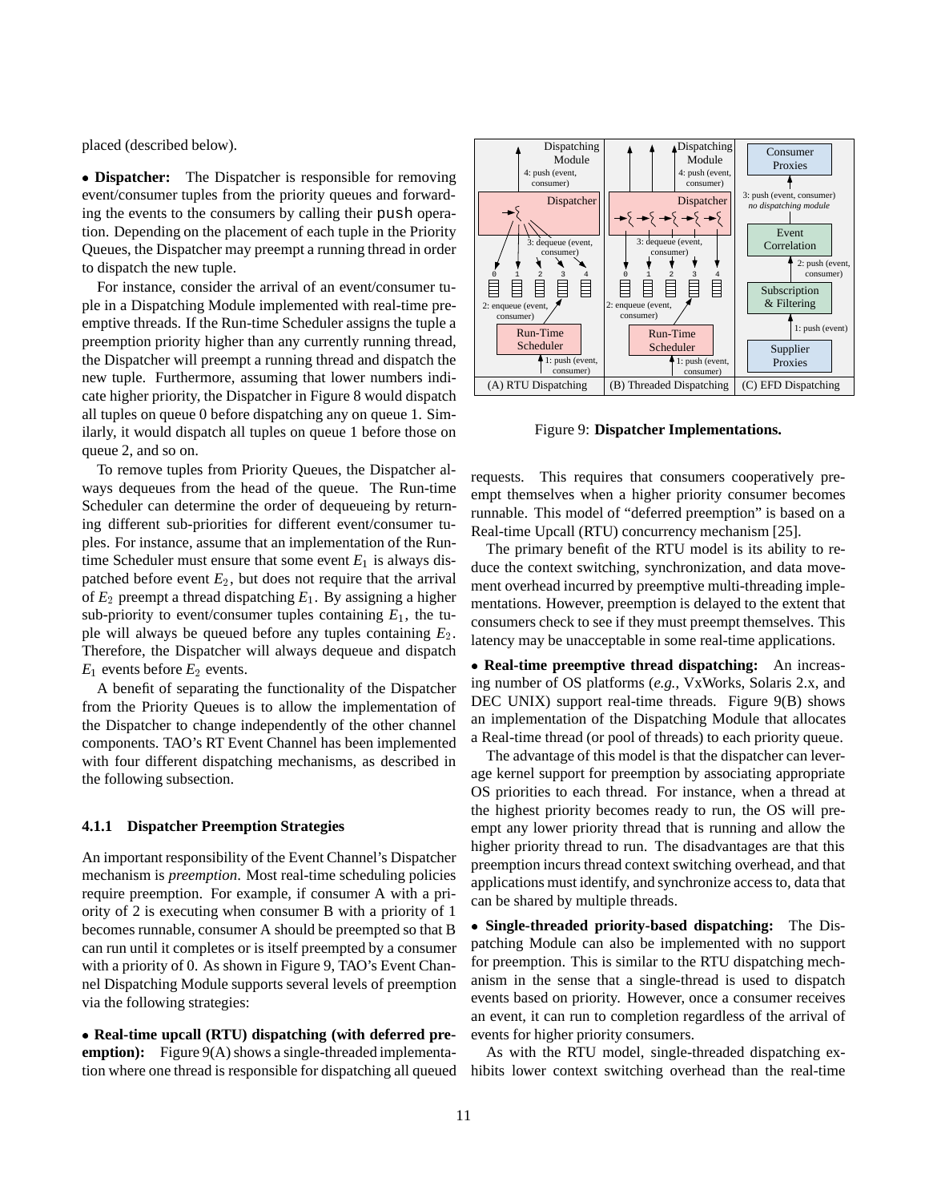placed (described below).

- **Dispatcher:** The Dispatcher is responsible for removing event/consumer tuples from the priority queues and forwarding the events to the consumers by calling their `push` operation. Depending on the placement of each tuple in the Priority Queues, the Dispatcher may preempt a running thread in order to dispatch the new tuple.

For instance, consider the arrival of an event/consumer tuple in a Dispatching Module implemented with real-time preemptive threads. If the Run-time Scheduler assigns the tuple a preemption priority higher than any currently running thread, the Dispatcher will preempt a running thread and dispatch the new tuple. Furthermore, assuming that lower numbers indicate higher priority, the Dispatcher in Figure 8 would dispatch all tuples on queue 0 before dispatching any on queue 1. Similarly, it would dispatch all tuples on queue 1 before those on queue 2, and so on.

To remove tuples from Priority Queues, the Dispatcher always dequeues from the head of the queue. The Run-time Scheduler can determine the order of dequeueing by returning different sub-priorities for different event/consumer tuples. For instance, assume that an implementation of the Run-time Scheduler must ensure that some event $E_1$ is always dispatched before event $E_2$, but does not require that the arrival of $E_2$ preempt a thread dispatching $E_1$. By assigning a higher sub-priority to event/consumer tuples containing $E_1$, the tuple will always be queued before any tuples containing $E_2$. Therefore, the Dispatcher will always dequeue and dispatch $E_1$ events before $E_2$ events.

A benefit of separating the functionality of the Dispatcher from the Priority Queues is to allow the implementation of the Dispatcher to change independently of the other channel components. TAO's RT Event Channel has been implemented with four different dispatching mechanisms, as described in the following subsection.

#### 4.1.1 Dispatcher Preemption Strategies

An important responsibility of the Event Channel's Dispatcher mechanism is *preemption*. Most real-time scheduling policies require preemption. For example, if consumer A with a priority of 2 is executing when consumer B with a priority of 1 becomes runnable, consumer A should be preempted so that B can run until it completes or is itself preempted by a consumer with a priority of 0. As shown in Figure 9, TAO's Event Channel Dispatching Module supports several levels of preemption via the following strategies:

- **Real-time upcall (RTU) dispatching (with deferred preemption):** Figure 9(A) shows a single-threaded implementation where one thread is responsible for dispatching all queued requests. This requires that consumers cooperatively preempt themselves when a higher priority consumer becomes runnable. This model of "deferred preemption" is based on a Real-time Upcall (RTU) concurrency mechanism [25].

The primary benefit of the RTU model is its ability to reduce the context switching, synchronization, and data movement overhead incurred by preemptive multi-threading implementations. However, preemption is delayed to the extent that consumers check to see if they must preempt themselves. This latency may be unacceptable in some real-time applications.

Figure 9: **Dispatcher Implementations.**

- **Real-time preemptive thread dispatching:** An increasing number of OS platforms (*e.g.,* VxWorks, Solaris 2.x, and DEC UNIX) support real-time threads. Figure 9(B) shows an implementation of the Dispatching Module that allocates a Real-time thread (or pool of threads) to each priority queue.

The advantage of this model is that the dispatcher can leverage kernel support for preemption by associating appropriate OS priorities to each thread. For instance, when a thread at the highest priority becomes ready to run, the OS will preempt any lower priority thread that is running and allow the higher priority thread to run. The disadvantages are that this preemption incurs thread context switching overhead, and that applications must identify, and synchronize access to, data that can be shared by multiple threads.

- **Single-threaded priority-based dispatching:** The Dispatching Module can also be implemented with no support for preemption. This is similar to the RTU dispatching mechanism in the sense that a single-thread is used to dispatch events based on priority. However, once a consumer receives an event, it can run to completion regardless of the arrival of events for higher priority consumers.

As with the RTU model, single-threaded dispatching exhibits lower context switching overhead than the real-time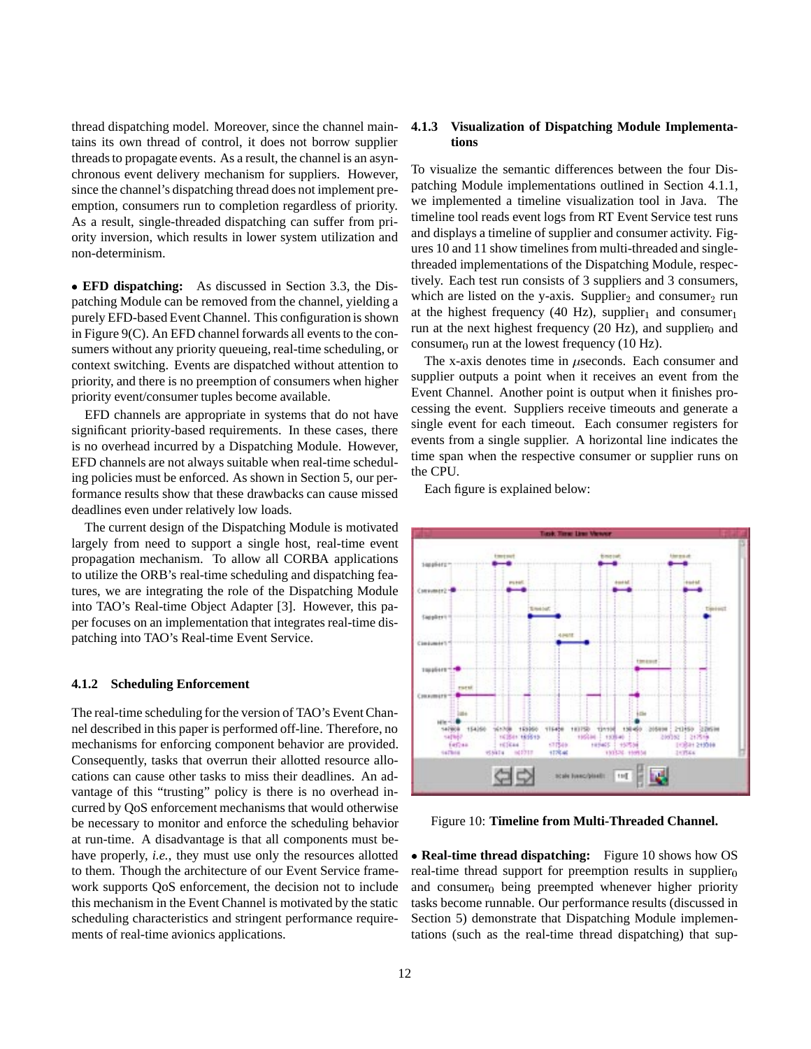thread dispatching model. Moreover, since the channel maintains its own thread of control, it does not borrow supplier threads to propagate events. As a result, the channel is an asynchronous event delivery mechanism for suppliers. However, since the channel's dispatching thread does not implement preemption, consumers run to completion regardless of priority. As a result, single-threaded dispatching can suffer from priority inversion, which results in lower system utilization and non-determinism.

• **EFD dispatching:** As discussed in Section 3.3, the Dispatching Module can be removed from the channel, yielding a purely EFD-based Event Channel. This configuration is shown in Figure 9(C). An EFD channel forwards all events to the consumers without any priority queueing, real-time scheduling, or context switching. Events are dispatched without attention to priority, and there is no preemption of consumers when higher priority event/consumer tuples become available.

EFD channels are appropriate in systems that do not have significant priority-based requirements. In these cases, there is no overhead incurred by a Dispatching Module. However, EFD channels are not always suitable when real-time scheduling policies must be enforced. As shown in Section 5, our performance results show that these drawbacks can cause missed deadlines even under relatively low loads.

The current design of the Dispatching Module is motivated largely from need to support a single host, real-time event propagation mechanism. To allow all CORBA applications to utilize the ORB's real-time scheduling and dispatching features, we are integrating the role of the Dispatching Module into TAO's Real-time Object Adapter [3]. However, this paper focuses on an implementation that integrates real-time dispatching into TAO's Real-time Event Service.

#### 4.1.2 Scheduling Enforcement

The real-time scheduling for the version of TAO's Event Channel described in this paper is performed off-line. Therefore, no mechanisms for enforcing component behavior are provided. Consequently, tasks that overrun their allotted resource allocations can cause other tasks to miss their deadlines. An advantage of this "trusting" policy is there is no overhead incurred by QoS enforcement mechanisms that would otherwise be necessary to monitor and enforce the scheduling behavior at run-time. A disadvantage is that all components must behave properly, *i.e.*, they must use only the resources allotted to them. Though the architecture of our Event Service framework supports QoS enforcement, the decision not to include this mechanism in the Event Channel is motivated by the static scheduling characteristics and stringent performance requirements of real-time avionics applications.

#### 4.1.3 Visualization of Dispatching Module Implementations

To visualize the semantic differences between the four Dispatching Module implementations outlined in Section 4.1.1, we implemented a timeline visualization tool in Java. The timeline tool reads event logs from RT Event Service test runs and displays a timeline of supplier and consumer activity. Figures 10 and 11 show timelines from multi-threaded and single-threaded implementations of the Dispatching Module, respectively. Each test run consists of 3 suppliers and 3 consumers, which are listed on the y-axis. $\text{Supplier}_2$ and $\text{consumer}_2$ run at the highest frequency (40 Hz), $\text{supplier}_1$ and $\text{consumer}_1$ run at the next highest frequency (20 Hz), and $\text{supplier}_0$ and $\text{consumer}_0$ run at the lowest frequency (10 Hz).

The x-axis denotes time in $\mu$seconds. Each consumer and supplier outputs a point when it receives an event from the Event Channel. Another point is output when it finishes processing the event. Suppliers receive timeouts and generate a single event for each timeout. Each consumer registers for events from a single supplier. A horizontal line indicates the time span when the respective consumer or supplier runs on the CPU.

Each figure is explained below:

Figure 10: **Timeline from Multi-Threaded Channel.**

• **Real-time thread dispatching:** Figure 10 shows how OS real-time thread support for preemption results in $\text{supplier}_0$ and $\text{consumer}_0$ being preempted whenever higher priority tasks become runnable. Our performance results (discussed in Section 5) demonstrate that Dispatching Module implementations (such as the real-time thread dispatching) that sup-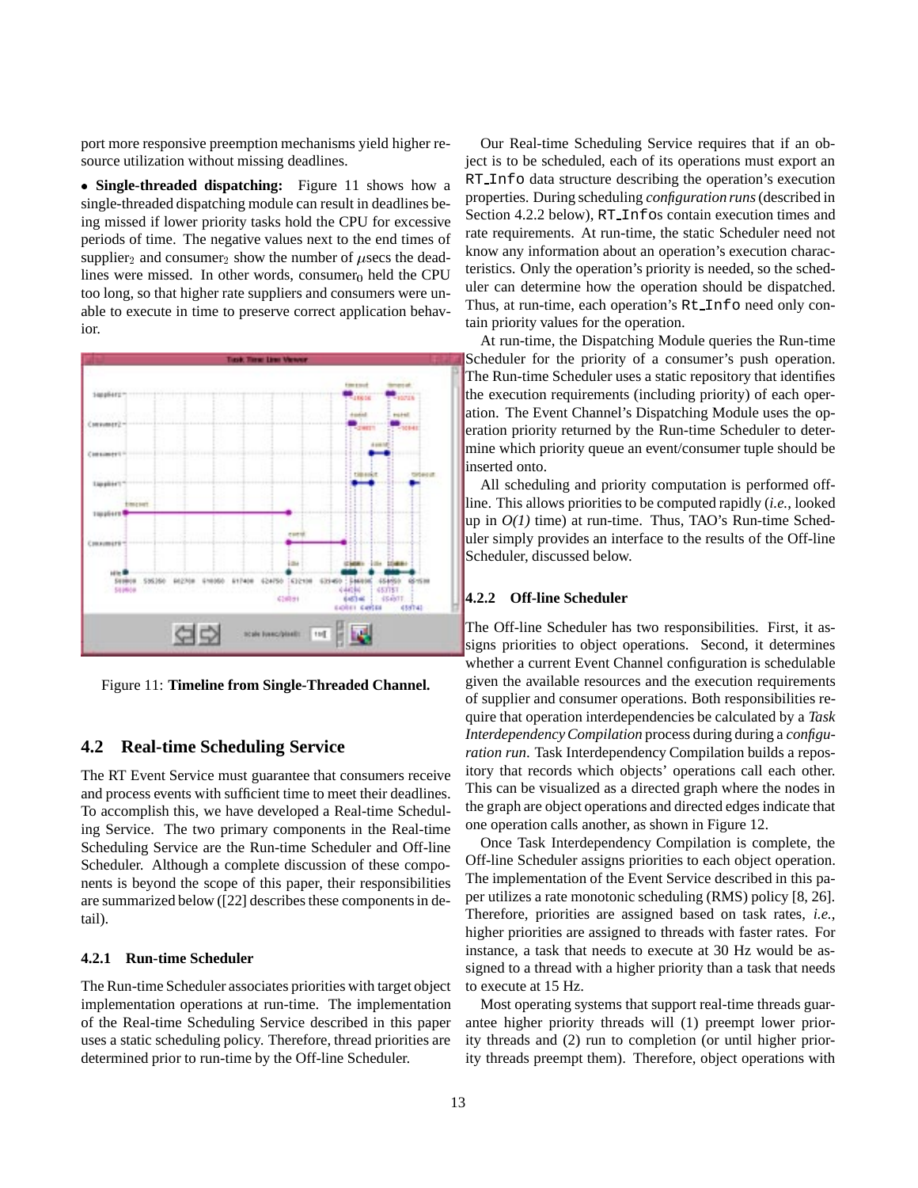port more responsive preemption mechanisms yield higher resource utilization without missing deadlines.

• **Single-threaded dispatching:** Figure 11 shows how a single-threaded dispatching module can result in deadlines being missed if lower priority tasks hold the CPU for excessive periods of time. The negative values next to the end times of $\text{supplier}_2$ and $\text{consumer}_2$ show the number of $\mu$secs the deadlines were missed. In other words, $\text{consumer}_0$ held the CPU too long, so that higher rate suppliers and consumers were unable to execute in time to preserve correct application behavior.

Figure 11: **Timeline from Single-Threaded Channel.**

## 4.2 Real-time Scheduling Service

The RT Event Service must guarantee that consumers receive and process events with sufficient time to meet their deadlines. To accomplish this, we have developed a Real-time Scheduling Service. The two primary components in the Real-time Scheduling Service are the Run-time Scheduler and Off-line Scheduler. Although a complete discussion of these components is beyond the scope of this paper, their responsibilities are summarized below ([22] describes these components in detail).

### 4.2.1 Run-time Scheduler

The Run-time Scheduler associates priorities with target object implementation operations at run-time. The implementation of the Real-time Scheduling Service described in this paper uses a static scheduling policy. Therefore, thread priorities are determined prior to run-time by the Off-line Scheduler.

Our Real-time Scheduling Service requires that if an object is to be scheduled, each of its operations must export an `RT_Info` data structure describing the operation's execution properties. During scheduling *configuration runs* (described in Section 4.2.2 below), `RT_Info`s contain execution times and rate requirements. At run-time, the static Scheduler need not know any information about an operation's execution characteristics. Only the operation's priority is needed, so the scheduler can determine how the operation should be dispatched. Thus, at run-time, each operation's `Rt_Info` need only contain priority values for the operation.

At run-time, the Dispatching Module queries the Run-time Scheduler for the priority of a consumer's push operation. The Run-time Scheduler uses a static repository that identifies the execution requirements (including priority) of each operation. The Event Channel's Dispatching Module uses the operation priority returned by the Run-time Scheduler to determine which priority queue an event/consumer tuple should be inserted onto.

All scheduling and priority computation is performed off-line. This allows priorities to be computed rapidly (*i.e.*, looked up in *O(1)* time) at run-time. Thus, TAO's Run-time Scheduler simply provides an interface to the results of the Off-line Scheduler, discussed below.

### 4.2.2 Off-line Scheduler

The Off-line Scheduler has two responsibilities. First, it assigns priorities to object operations. Second, it determines whether a current Event Channel configuration is schedulable given the available resources and the execution requirements of supplier and consumer operations. Both responsibilities require that operation interdependencies be calculated by a *Task Interdependency Compilation* process during during a *configuration run*. Task Interdependency Compilation builds a repository that records which objects' operations call each other. This can be visualized as a directed graph where the nodes in the graph are object operations and directed edges indicate that one operation calls another, as shown in Figure 12.

Once Task Interdependency Compilation is complete, the Off-line Scheduler assigns priorities to each object operation. The implementation of the Event Service described in this paper utilizes a rate monotonic scheduling (RMS) policy [8, 26]. Therefore, priorities are assigned based on task rates, *i.e.*, higher priorities are assigned to threads with faster rates. For instance, a task that needs to execute at 30 Hz would be assigned to a thread with a higher priority than a task that needs to execute at 15 Hz.

Most operating systems that support real-time threads guarantee higher priority threads will (1) preempt lower priority threads and (2) run to completion (or until higher priority threads preempt them). Therefore, object operations with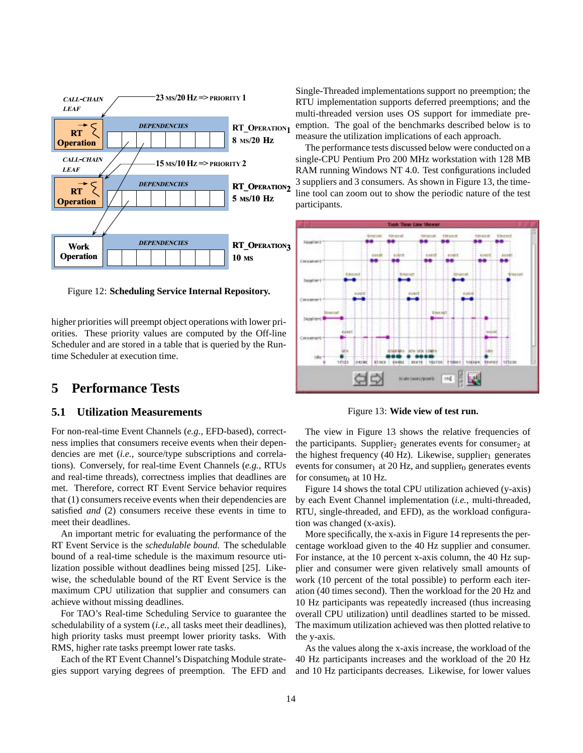Figure 12: **Scheduling Service Internal Repository.**

higher priorities will preempt object operations with lower priorities. These priority values are computed by the Off-line Scheduler and are stored in a table that is queried by the Run-time Scheduler at execution time.

# 5 Performance Tests

## 5.1 Utilization Measurements

For non-real-time Event Channels (*e.g.*, EFD-based), correctness implies that consumers receive events when their dependencies are met (*i.e.*, source/type subscriptions and correlations). Conversely, for real-time Event Channels (*e.g.*, RTUs and real-time threads), correctness implies that deadlines are met. Therefore, correct RT Event Service behavior requires that (1) consumers receive events when their dependencies are satisfied *and* (2) consumers receive these events in time to meet their deadlines.

An important metric for evaluating the performance of the RT Event Service is the *schedulable bound*. The schedulable bound of a real-time schedule is the maximum resource utilization possible without deadlines being missed [25]. Likewise, the schedulable bound of the RT Event Service is the maximum CPU utilization that supplier and consumers can achieve without missing deadlines.

For TAO's Real-time Scheduling Service to guarantee the schedulability of a system (*i.e.*, all tasks meet their deadlines), high priority tasks must preempt lower priority tasks. With RMS, higher rate tasks preempt lower rate tasks.

Each of the RT Event Channel's Dispatching Module strategies support varying degrees of preemption. The EFD and Single-Threaded implementations support no preemption; the RTU implementation supports deferred preemptions; and the multi-threaded version uses OS support for immediate preemption. The goal of the benchmarks described below is to measure the utilization implications of each approach.

The performance tests discussed below were conducted on a single-CPU Pentium Pro 200 MHz workstation with 128 MB RAM running Windows NT 4.0. Test configurations included 3 suppliers and 3 consumers. As shown in Figure 13, the time-line tool can zoom out to show the periodic nature of the test participants.

Figure 13: **Wide view of test run.**

The view in Figure 13 shows the relative frequencies of the participants. $\text{Supplier}_2$ generates events for $\text{consumer}_2$ at the highest frequency (40 Hz). Likewise, $\text{supplier}_1$ generates events for $\text{consumer}_1$ at 20 Hz, and $\text{supplier}_0$ generates events for $\text{consumer}_0$ at 10 Hz.

Figure 14 shows the total CPU utilization achieved (y-axis) by each Event Channel implementation (*i.e.*, multi-threaded, RTU, single-threaded, and EFD), as the workload configuration was changed (x-axis).

More specifically, the x-axis in Figure 14 represents the percentage workload given to the 40 Hz supplier and consumer. For instance, at the 10 percent x-axis column, the 40 Hz supplier and consumer were given relatively small amounts of work (10 percent of the total possible) to perform each iteration (40 times second). Then the workload for the 20 Hz and 10 Hz participants was repeatedly increased (thus increasing overall CPU utilization) until deadlines started to be missed. The maximum utilization achieved was then plotted relative to the y-axis.

As the values along the x-axis increase, the workload of the 40 Hz participants increases and the workload of the 20 Hz and 10 Hz participants decreases. Likewise, for lower values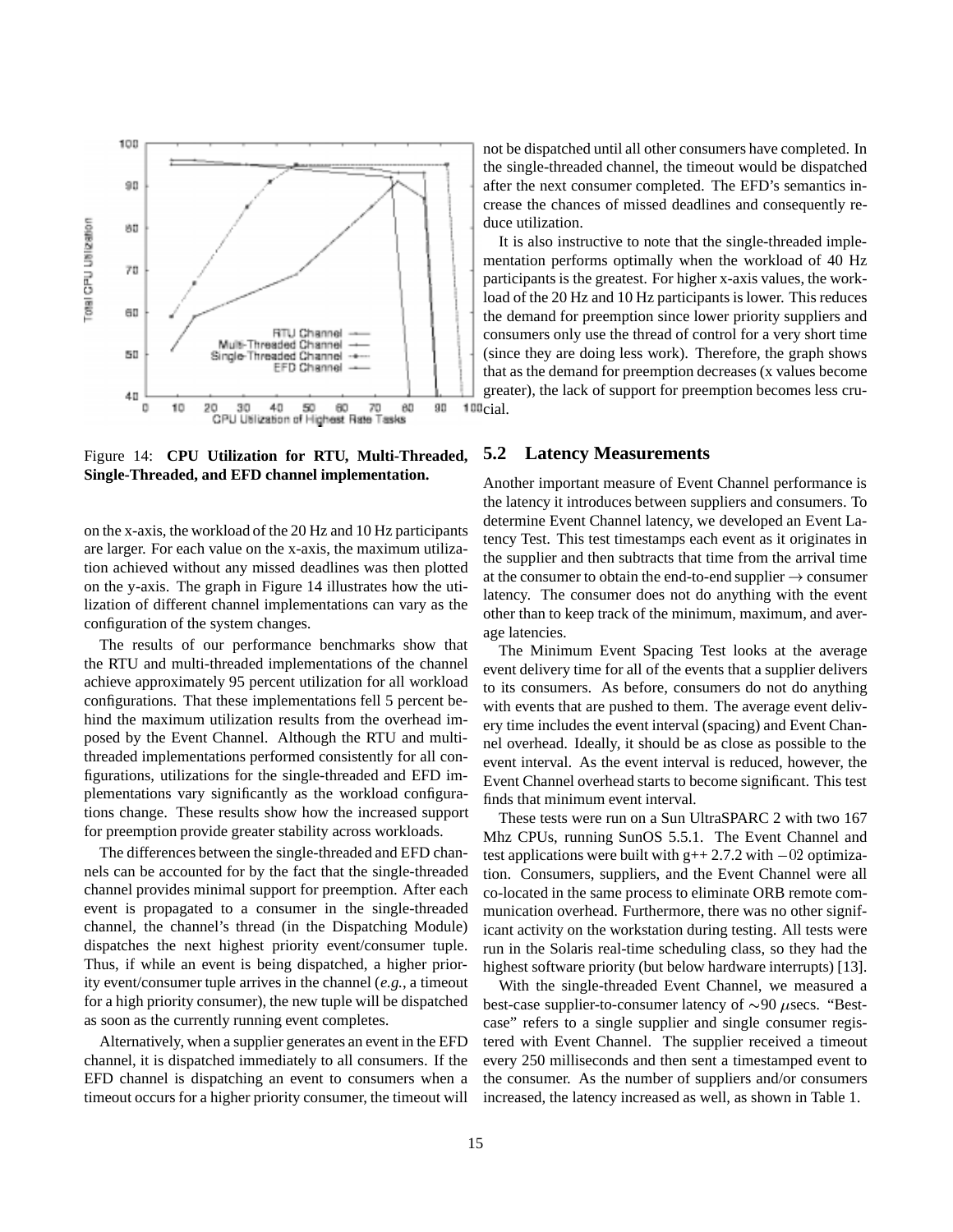Figure 14: **CPU Utilization for RTU, Multi-Threaded, Single-Threaded, and EFD channel implementation.**

on the x-axis, the workload of the 20 Hz and 10 Hz participants are larger. For each value on the x-axis, the maximum utilization achieved without any missed deadlines was then plotted on the y-axis. The graph in Figure 14 illustrates how the utilization of different channel implementations can vary as the configuration of the system changes.

The results of our performance benchmarks show that the RTU and multi-threaded implementations of the channel achieve approximately 95 percent utilization for all workload configurations. That these implementations fell 5 percent behind the maximum utilization results from the overhead imposed by the Event Channel. Although the RTU and multi-threaded implementations performed consistently for all configurations, utilizations for the single-threaded and EFD implementations vary significantly as the workload configurations change. These results show how the increased support for preemption provide greater stability across workloads.

The differences between the single-threaded and EFD channels can be accounted for by the fact that the single-threaded channel provides minimal support for preemption. After each event is propagated to a consumer in the single-threaded channel, the channel's thread (in the Dispatching Module) dispatches the next highest priority event/consumer tuple. Thus, if while an event is being dispatched, a higher priority event/consumer tuple arrives in the channel (*e.g.,* a timeout for a high priority consumer), the new tuple will be dispatched as soon as the currently running event completes.

Alternatively, when a supplier generates an event in the EFD channel, it is dispatched immediately to all consumers. If the EFD channel is dispatching an event to consumers when a timeout occurs for a higher priority consumer, the timeout will not be dispatched until all other consumers have completed. In the single-threaded channel, the timeout would be dispatched after the next consumer completed. The EFD's semantics increase the chances of missed deadlines and consequently reduce utilization.

It is also instructive to note that the single-threaded implementation performs optimally when the workload of 40 Hz participants is the greatest. For higher x-axis values, the workload of the 20 Hz and 10 Hz participants is lower. This reduces the demand for preemption since lower priority suppliers and consumers only use the thread of control for a very short time (since they are doing less work). Therefore, the graph shows that as the demand for preemption decreases (x values become greater), the lack of support for preemption becomes less crucial.

## 5.2 Latency Measurements

Another important measure of Event Channel performance is the latency it introduces between suppliers and consumers. To determine Event Channel latency, we developed an Event Latency Test. This test timestamps each event as it originates in the supplier and then subtracts that time from the arrival time at the consumer to obtain the end-to-end supplier $\rightarrow$ consumer latency. The consumer does not do anything with the event other than to keep track of the minimum, maximum, and average latencies.

The Minimum Event Spacing Test looks at the average event delivery time for all of the events that a supplier delivers to its consumers. As before, consumers do not do anything with events that are pushed to them. The average event delivery time includes the event interval (spacing) and Event Channel overhead. Ideally, it should be as close as possible to the event interval. As the event interval is reduced, however, the Event Channel overhead starts to become significant. This test finds that minimum event interval.

These tests were run on a Sun UltraSPARC 2 with two 167 Mhz CPUs, running SunOS 5.5.1. The Event Channel and test applications were built with g++ 2.7.2 with $-02$ optimization. Consumers, suppliers, and the Event Channel were all co-located in the same process to eliminate ORB remote communication overhead. Furthermore, there was no other significant activity on the workstation during testing. All tests were run in the Solaris real-time scheduling class, so they had the highest software priority (but below hardware interrupts) [13].

With the single-threaded Event Channel, we measured a best-case supplier-to-consumer latency of $\sim$90 $\mu$secs. "Best-case" refers to a single supplier and single consumer registered with Event Channel. The supplier received a timeout every 250 milliseconds and then sent a timestamped event to the consumer. As the number of suppliers and/or consumers increased, the latency increased as well, as shown in Table 1.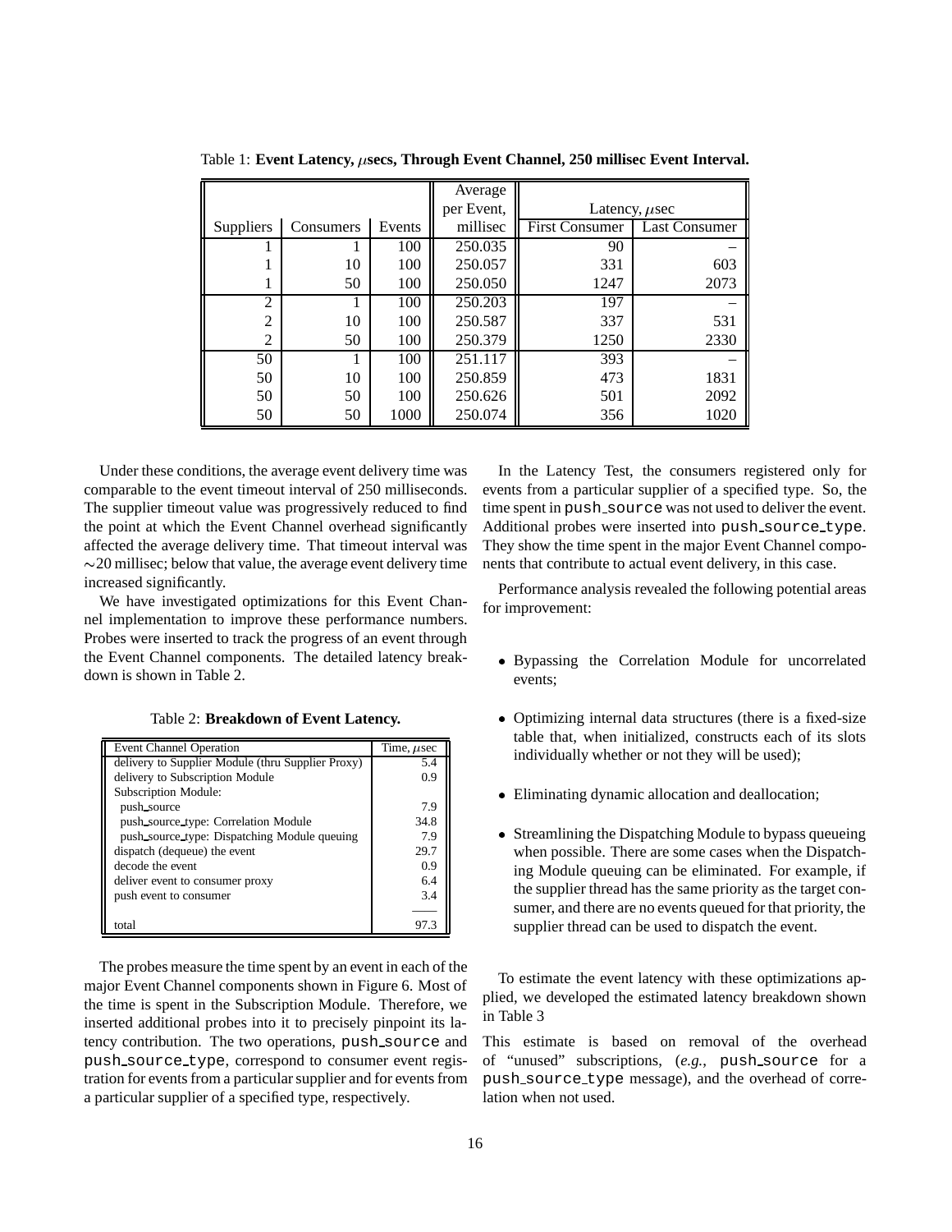Table 1: **Event Latency, $\mu$secs, Through Event Channel, 250 millisec Event Interval.**

| Suppliers | Consumers | Events | Average per Event, millisec | Latency, $\mu$sec | |
|---|---|---|---|---|---|
| | | | | First Consumer | Last Consumer |
| 1 | 1 | 100 | 250.035 | 90 | – |
| 1 | 10 | 100 | 250.057 | 331 | 603 |
| 1 | 50 | 100 | 250.050 | 1247 | 2073 |
| 2 | 1 | 100 | 250.203 | 197 | – |
| 2 | 10 | 100 | 250.587 | 337 | 531 |
| 2 | 50 | 100 | 250.379 | 1250 | 2330 |
| 50 | 1 | 100 | 251.117 | 393 | – |
| 50 | 10 | 100 | 250.859 | 473 | 1831 |
| 50 | 50 | 100 | 250.626 | 501 | 2092 |
| 50 | 50 | 1000 | 250.074 | 356 | 1020 |

Under these conditions, the average event delivery time was comparable to the event timeout interval of 250 milliseconds. The supplier timeout value was progressively reduced to find the point at which the Event Channel overhead significantly affected the average delivery time. That timeout interval was ~20 millisec; below that value, the average event delivery time increased significantly.

We have investigated optimizations for this Event Channel implementation to improve these performance numbers. Probes were inserted to track the progress of an event through the Event Channel components. The detailed latency breakdown is shown in Table 2.

Table 2: **Breakdown of Event Latency.**

| Event Channel Operation | Time, $\mu$sec |
|---|---|
| delivery to Supplier Module (thru Supplier Proxy) | 5.4 |
| delivery to Subscription Module | 0.9 |
| Subscription Module: | |
| push_source | 7.9 |
| push_source_type: Correlation Module | 34.8 |
| push_source_type: Dispatching Module queuing | 7.9 |
| dispatch (dequeue) the event | 29.7 |
| decode the event | 0.9 |
| deliver event to consumer proxy | 6.4 |
| push event to consumer | 3.4 |
| total | 97.3 |

The probes measure the time spent by an event in each of the major Event Channel components shown in Figure 6. Most of the time is spent in the Subscription Module. Therefore, we inserted additional probes into it to precisely pinpoint its latency contribution. The two operations, `push_source` and `push_source_type`, correspond to consumer event registration for events from a particular supplier and for events from a particular supplier of a specified type, respectively.

In the Latency Test, the consumers registered only for events from a particular supplier of a specified type. So, the time spent in `push_source` was not used to deliver the event. Additional probes were inserted into `push_source_type`. They show the time spent in the major Event Channel components that contribute to actual event delivery, in this case.

Performance analysis revealed the following potential areas for improvement:

- Bypassing the Correlation Module for uncorrelated events;
- Optimizing internal data structures (there is a fixed-size table that, when initialized, constructs each of its slots individually whether or not they will be used);
- Eliminating dynamic allocation and deallocation;
- Streamlining the Dispatching Module to bypass queueing when possible. There are some cases when the Dispatching Module queuing can be eliminated. For example, if the supplier thread has the same priority as the target consumer, and there are no events queued for that priority, the supplier thread can be used to dispatch the event.

To estimate the event latency with these optimizations applied, we developed the estimated latency breakdown shown in Table 3

This estimate is based on removal of the overhead of "unused" subscriptions, (*e.g.*, `push_source` for a `push_source_type` message), and the overhead of correlation when not used.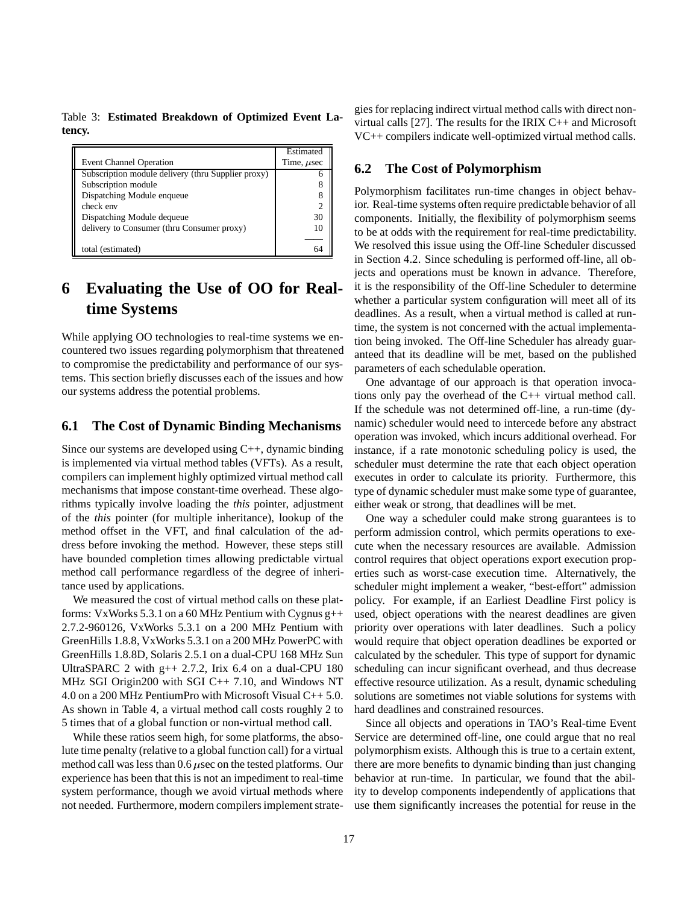Table 3: **Estimated Breakdown of Optimized Event Latency.**

| Event Channel Operation | Estimated Time, $\mu$sec |
|---|---|
| Subscription module delivery (thru Supplier proxy) | 6 |
| Subscription module | 8 |
| Dispatching Module enqueue | 8 |
| check env | 2 |
| Dispatching Module dequeue | 30 |
| delivery to Consumer (thru Consumer proxy) | 10 |
| total (estimated) | 64 |

# 6 Evaluating the Use of OO for Real-time Systems

While applying OO technologies to real-time systems we encountered two issues regarding polymorphism that threatened to compromise the predictability and performance of our systems. This section briefly discusses each of the issues and how our systems address the potential problems.

## 6.1 The Cost of Dynamic Binding Mechanisms

Since our systems are developed using C++, dynamic binding is implemented via virtual method tables (VFTs). As a result, compilers can implement highly optimized virtual method call mechanisms that impose constant-time overhead. These algorithms typically involve loading the *this* pointer, adjustment of the *this* pointer (for multiple inheritance), lookup of the method offset in the VFT, and final calculation of the address before invoking the method. However, these steps still have bounded completion times allowing predictable virtual method call performance regardless of the degree of inheritance used by applications.

We measured the cost of virtual method calls on these platforms: VxWorks 5.3.1 on a 60 MHz Pentium with Cygnus g++ 2.7.2-960126, VxWorks 5.3.1 on a 200 MHz Pentium with GreenHills 1.8.8, VxWorks 5.3.1 on a 200 MHz PowerPC with GreenHills 1.8.8D, Solaris 2.5.1 on a dual-CPU 168 MHz Sun UltraSPARC 2 with g++ 2.7.2, Irix 6.4 on a dual-CPU 180 MHz SGI Origin200 with SGI C++ 7.10, and Windows NT 4.0 on a 200 MHz PentiumPro with Microsoft Visual C++ 5.0. As shown in Table 4, a virtual method call costs roughly 2 to 5 times that of a global function or non-virtual method call.

While these ratios seem high, for some platforms, the absolute time penalty (relative to a global function call) for a virtual method call was less than 0.6 $\mu$sec on the tested platforms. Our experience has been that this is not an impediment to real-time system performance, though we avoid virtual methods where not needed. Furthermore, modern compilers implement strategies for replacing indirect virtual method calls with direct non-virtual calls [27]. The results for the IRIX C++ and Microsoft VC++ compilers indicate well-optimized virtual method calls.

## 6.2 The Cost of Polymorphism

Polymorphism facilitates run-time changes in object behavior. Real-time systems often require predictable behavior of all components. Initially, the flexibility of polymorphism seems to be at odds with the requirement for real-time predictability. We resolved this issue using the Off-line Scheduler discussed in Section 4.2. Since scheduling is performed off-line, all objects and operations must be known in advance. Therefore, it is the responsibility of the Off-line Scheduler to determine whether a particular system configuration will meet all of its deadlines. As a result, when a virtual method is called at run-time, the system is not concerned with the actual implementation being invoked. The Off-line Scheduler has already guaranteed that its deadline will be met, based on the published parameters of each schedulable operation.

One advantage of our approach is that operation invocations only pay the overhead of the C++ virtual method call. If the schedule was not determined off-line, a run-time (dynamic) scheduler would need to intercede before any abstract operation was invoked, which incurs additional overhead. For instance, if a rate monotonic scheduling policy is used, the scheduler must determine the rate that each object operation executes in order to calculate its priority. Furthermore, this type of dynamic scheduler must make some type of guarantee, either weak or strong, that deadlines will be met.

One way a scheduler could make strong guarantees is to perform admission control, which permits operations to execute when the necessary resources are available. Admission control requires that object operations export execution properties such as worst-case execution time. Alternatively, the scheduler might implement a weaker, "best-effort" admission policy. For example, if an Earliest Deadline First policy is used, object operations with the nearest deadlines are given priority over operations with later deadlines. Such a policy would require that object operation deadlines be exported or calculated by the scheduler. This type of support for dynamic scheduling can incur significant overhead, and thus decrease effective resource utilization. As a result, dynamic scheduling solutions are sometimes not viable solutions for systems with hard deadlines and constrained resources.

Since all objects and operations in TAO's Real-time Event Service are determined off-line, one could argue that no real polymorphism exists. Although this is true to a certain extent, there are more benefits to dynamic binding than just changing behavior at run-time. In particular, we found that the ability to develop components independently of applications that use them significantly increases the potential for reuse in the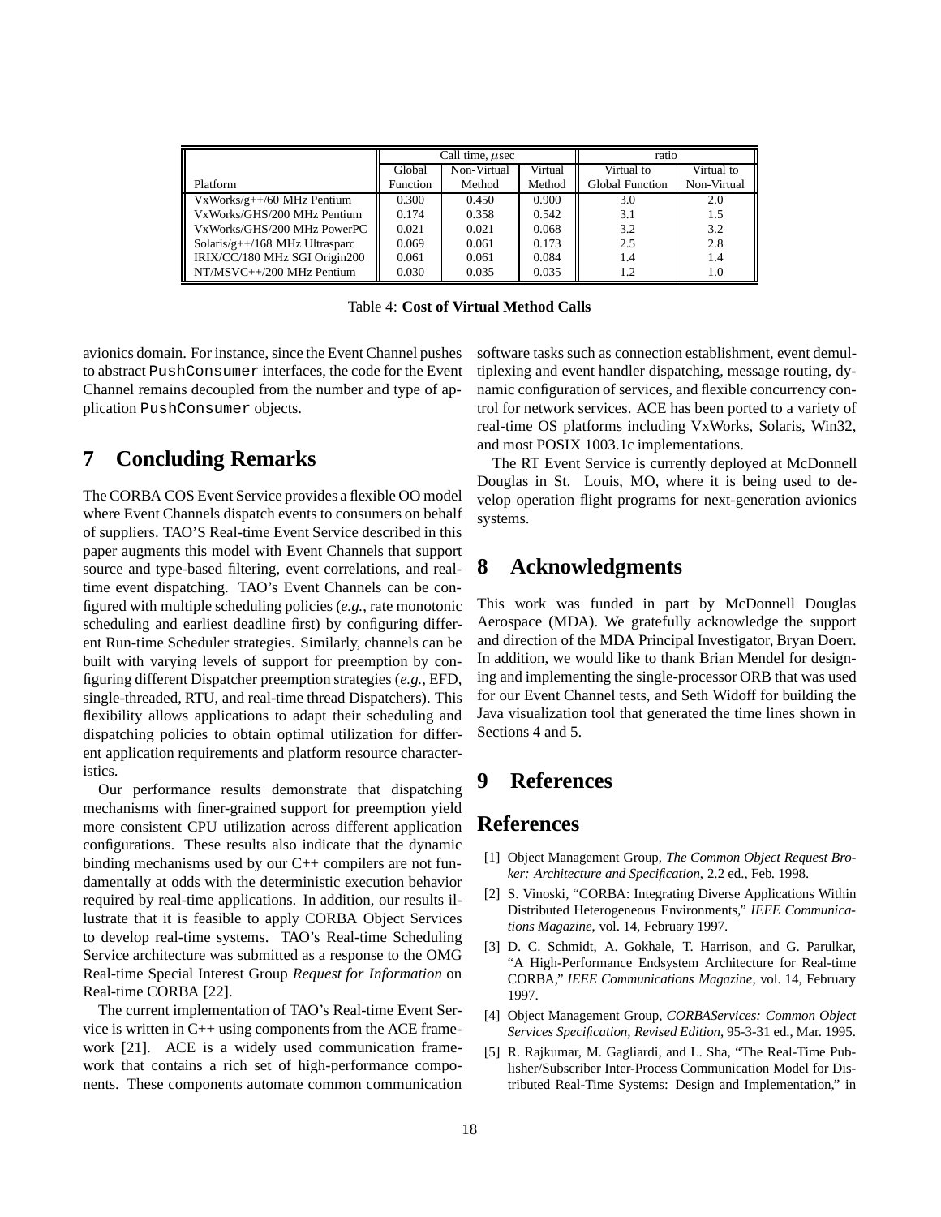| Platform | Call time, $\mu$sec | | | ratio | |
|---|---|---|---|---|---|
| | Global Function | Non-Virtual Method | Virtual Method | Virtual to Global Function | Virtual to Non-Virtual |
| VxWorks/g++/60 MHz Pentium | 0.300 | 0.450 | 0.900 | 3.0 | 2.0 |
| VxWorks/GHS/200 MHz Pentium | 0.174 | 0.358 | 0.542 | 3.1 | 1.5 |
| VxWorks/GHS/200 MHz PowerPC | 0.021 | 0.021 | 0.068 | 3.2 | 3.2 |
| Solaris/g++/168 MHz Ultrasparc | 0.069 | 0.061 | 0.173 | 2.5 | 2.8 |
| IRIX/CC/180 MHz SGI Origin200 | 0.061 | 0.061 | 0.084 | 1.4 | 1.4 |
| NT/MSVC++/200 MHz Pentium | 0.030 | 0.035 | 0.035 | 1.2 | 1.0 |

Table 4: **Cost of Virtual Method Calls**

avionics domain. For instance, since the Event Channel pushes to abstract `PushConsumer` interfaces, the code for the Event Channel remains decoupled from the number and type of application `PushConsumer` objects.

# 7 Concluding Remarks

The CORBA COS Event Service provides a flexible OO model where Event Channels dispatch events to consumers on behalf of suppliers. TAO'S Real-time Event Service described in this paper augments this model with Event Channels that support source and type-based filtering, event correlations, and real-time event dispatching. TAO's Event Channels can be configured with multiple scheduling policies (*e.g.*, rate monotonic scheduling and earliest deadline first) by configuring different Run-time Scheduler strategies. Similarly, channels can be built with varying levels of support for preemption by configuring different Dispatcher preemption strategies (*e.g.*, EFD, single-threaded, RTU, and real-time thread Dispatchers). This flexibility allows applications to adapt their scheduling and dispatching policies to obtain optimal utilization for different application requirements and platform resource characteristics.

Our performance results demonstrate that dispatching mechanisms with finer-grained support for preemption yield more consistent CPU utilization across different application configurations. These results also indicate that the dynamic binding mechanisms used by our C++ compilers are not fundamentally at odds with the deterministic execution behavior required by real-time applications. In addition, our results illustrate that it is feasible to apply CORBA Object Services to develop real-time systems. TAO's Real-time Scheduling Service architecture was submitted as a response to the OMG Real-time Special Interest Group *Request for Information* on Real-time CORBA [22].

The current implementation of TAO's Real-time Event Service is written in C++ using components from the ACE framework [21]. ACE is a widely used communication framework that contains a rich set of high-performance components. These components automate common communication software tasks such as connection establishment, event demultiplexing and event handler dispatching, message routing, dynamic configuration of services, and flexible concurrency control for network services. ACE has been ported to a variety of real-time OS platforms including VxWorks, Solaris, Win32, and most POSIX 1003.1c implementations.

The RT Event Service is currently deployed at McDonnell Douglas in St. Louis, MO, where it is being used to develop operation flight programs for next-generation avionics systems.

# 8 Acknowledgments

This work was funded in part by McDonnell Douglas Aerospace (MDA). We gratefully acknowledge the support and direction of the MDA Principal Investigator, Bryan Doerr. In addition, we would like to thank Brian Mendel for designing and implementing the single-processor ORB that was used for our Event Channel tests, and Seth Widoff for building the Java visualization tool that generated the time lines shown in Sections 4 and 5.

# 9 References

# References

[1] Object Management Group, *The Common Object Request Broker: Architecture and Specification*, 2.2 ed., Feb. 1998.

[2] S. Vinoski, "CORBA: Integrating Diverse Applications Within Distributed Heterogeneous Environments," *IEEE Communications Magazine*, vol. 14, February 1997.

[3] D. C. Schmidt, A. Gokhale, T. Harrison, and G. Parulkar, "A High-Performance Endsystem Architecture for Real-time CORBA," *IEEE Communications Magazine*, vol. 14, February 1997.

[4] Object Management Group, *CORBAServices: Common Object Services Specification, Revised Edition*, 95-3-31 ed., Mar. 1995.

[5] R. Rajkumar, M. Gagliardi, and L. Sha, "The Real-Time Publisher/Subscriber Inter-Process Communication Model for Distributed Real-Time Systems: Design and Implementation," in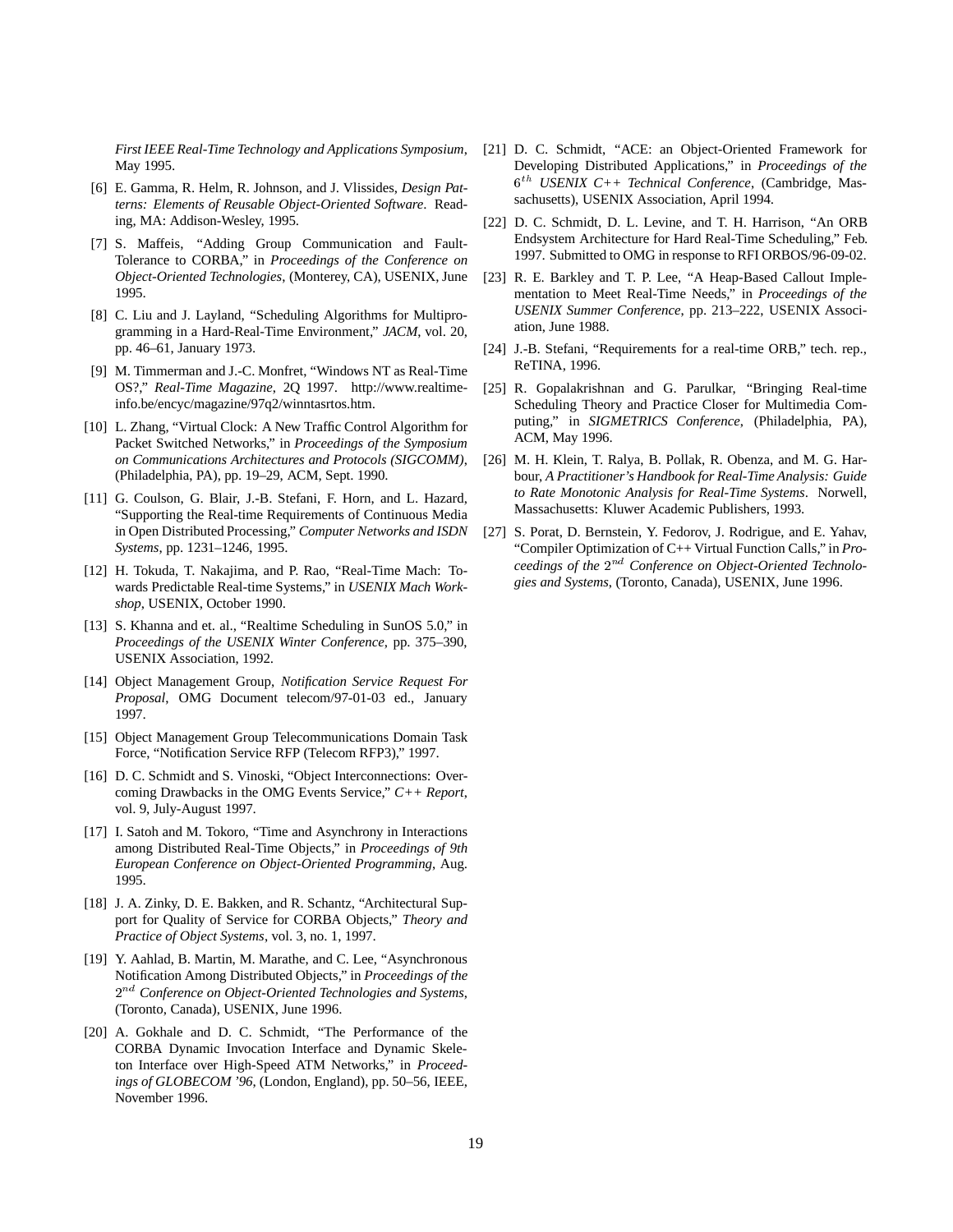*First IEEE Real-Time Technology and Applications Symposium*, May 1995.

[6] E. Gamma, R. Helm, R. Johnson, and J. Vlissides, *Design Patterns: Elements of Reusable Object-Oriented Software*. Reading, MA: Addison-Wesley, 1995.

[7] S. Maffeis, "Adding Group Communication and Fault-Tolerance to CORBA," in *Proceedings of the Conference on Object-Oriented Technologies*, (Monterey, CA), USENIX, June 1995.

[8] C. Liu and J. Layland, "Scheduling Algorithms for Multiprogramming in a Hard-Real-Time Environment," *JACM*, vol. 20, pp. 46–61, January 1973.

[9] M. Timmerman and J.-C. Monfret, "Windows NT as Real-Time OS?," *Real-Time Magazine*, 2Q 1997. http://www.realtime-info.be/encyc/magazine/97q2/winntasrtos.htm.

[10] L. Zhang, "Virtual Clock: A New Traffic Control Algorithm for Packet Switched Networks," in *Proceedings of the Symposium on Communications Architectures and Protocols (SIGCOMM)*, (Philadelphia, PA), pp. 19–29, ACM, Sept. 1990.

[11] G. Coulson, G. Blair, J.-B. Stefani, F. Horn, and L. Hazard, "Supporting the Real-time Requirements of Continuous Media in Open Distributed Processing," *Computer Networks and ISDN Systems*, pp. 1231–1246, 1995.

[12] H. Tokuda, T. Nakajima, and P. Rao, "Real-Time Mach: Towards Predictable Real-time Systems," in *USENIX Mach Workshop*, USENIX, October 1990.

[13] S. Khanna and et. al., "Realtime Scheduling in SunOS 5.0," in *Proceedings of the USENIX Winter Conference*, pp. 375–390, USENIX Association, 1992.

[14] Object Management Group, *Notification Service Request For Proposal*, OMG Document telecom/97-01-03 ed., January 1997.

[15] Object Management Group Telecommunications Domain Task Force, "Notification Service RFP (Telecom RFP3)," 1997.

[16] D. C. Schmidt and S. Vinoski, "Object Interconnections: Overcoming Drawbacks in the OMG Events Service," *C++ Report*, vol. 9, July-August 1997.

[17] I. Satoh and M. Tokoro, "Time and Asynchrony in Interactions among Distributed Real-Time Objects," in *Proceedings of 9th European Conference on Object-Oriented Programming*, Aug. 1995.

[18] J. A. Zinky, D. E. Bakken, and R. Schantz, "Architectural Support for Quality of Service for CORBA Objects," *Theory and Practice of Object Systems*, vol. 3, no. 1, 1997.

[19] Y. Aahlad, B. Martin, M. Marathe, and C. Lee, "Asynchronous Notification Among Distributed Objects," in *Proceedings of the* $2^{nd}$ *Conference on Object-Oriented Technologies and Systems*, (Toronto, Canada), USENIX, June 1996.

[20] A. Gokhale and D. C. Schmidt, "The Performance of the CORBA Dynamic Invocation Interface and Dynamic Skeleton Interface over High-Speed ATM Networks," in *Proceedings of GLOBECOM '96*, (London, England), pp. 50–56, IEEE, November 1996.

[21] D. C. Schmidt, "ACE: an Object-Oriented Framework for Developing Distributed Applications," in *Proceedings of the* $6^{th}$ *USENIX C++ Technical Conference*, (Cambridge, Massachusetts), USENIX Association, April 1994.

[22] D. C. Schmidt, D. L. Levine, and T. H. Harrison, "An ORB Endsystem Architecture for Hard Real-Time Scheduling," Feb. 1997. Submitted to OMG in response to RFI ORBOS/96-09-02.

[23] R. E. Barkley and T. P. Lee, "A Heap-Based Callout Implementation to Meet Real-Time Needs," in *Proceedings of the USENIX Summer Conference*, pp. 213–222, USENIX Association, June 1988.

[24] J.-B. Stefani, "Requirements for a real-time ORB," tech. rep., ReTINA, 1996.

[25] R. Gopalakrishnan and G. Parulkar, "Bringing Real-time Scheduling Theory and Practice Closer for Multimedia Computing," in *SIGMETRICS Conference*, (Philadelphia, PA), ACM, May 1996.

[26] M. H. Klein, T. Ralya, B. Pollak, R. Obenza, and M. G. Harbour, *A Practitioner's Handbook for Real-Time Analysis: Guide to Rate Monotonic Analysis for Real-Time Systems*. Norwell, Massachusetts: Kluwer Academic Publishers, 1993.

[27] S. Porat, D. Bernstein, Y. Fedorov, J. Rodrigue, and E. Yahav, "Compiler Optimization of C++ Virtual Function Calls," in *Proceedings of the* $2^{nd}$ *Conference on Object-Oriented Technologies and Systems*, (Toronto, Canada), USENIX, June 1996.